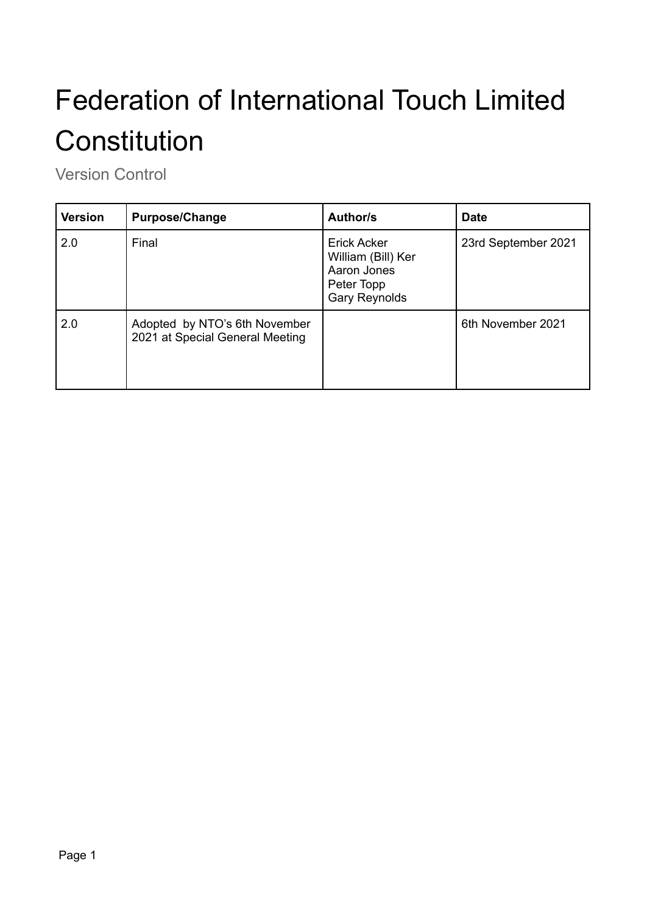# Federation of International Touch Limited Constitution

Version Control

| Version | Purpose/Change | Author/s | Date |
|---|---|---|---|
| 2.0 | Final | Erick Acker<br>William (Bill) Ker<br>Aaron Jones<br>Peter Topp<br>Gary Reynolds | 23rd September 2021 |
| 2.0 | Adopted by NTO's 6th November 2021 at Special General Meeting | | 6th November 2021 |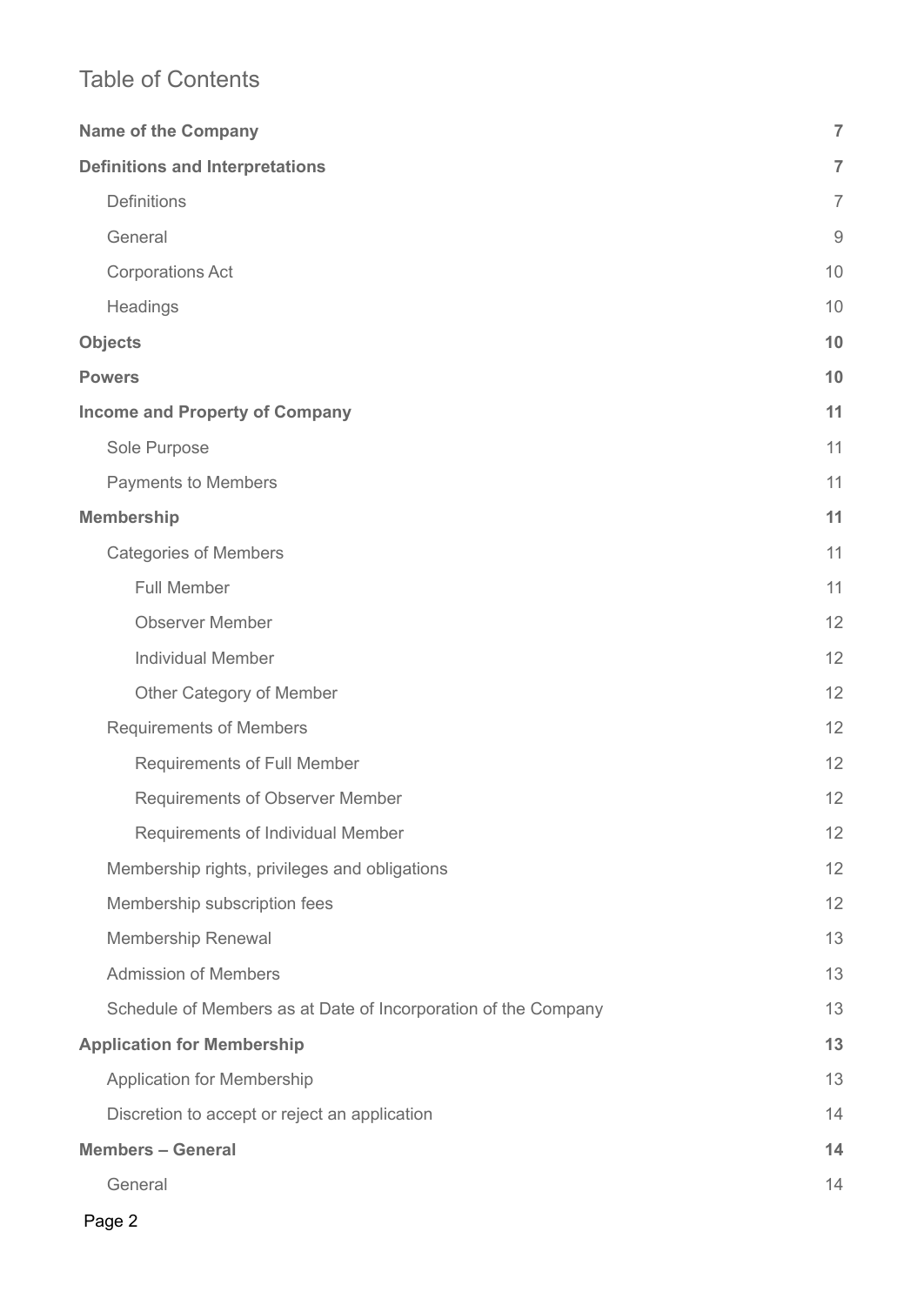# Table of Contents

| | |
|---|---|
| **Name of the Company** | **7** |
| **Definitions and Interpretations** | **7** |
| Definitions | 7 |
| General | 9 |
| Corporations Act | 10 |
| Headings | 10 |
| **Objects** | **10** |
| **Powers** | **10** |
| **Income and Property of Company** | **11** |
| Sole Purpose | 11 |
| Payments to Members | 11 |
| **Membership** | **11** |
| Categories of Members | 11 |
| Full Member | 11 |
| Observer Member | 12 |
| Individual Member | 12 |
| Other Category of Member | 12 |
| Requirements of Members | 12 |
| Requirements of Full Member | 12 |
| Requirements of Observer Member | 12 |
| Requirements of Individual Member | 12 |
| Membership rights, privileges and obligations | 12 |
| Membership subscription fees | 12 |
| Membership Renewal | 13 |
| Admission of Members | 13 |
| Schedule of Members as at Date of Incorporation of the Company | 13 |
| **Application for Membership** | **13** |
| Application for Membership | 13 |
| Discretion to accept or reject an application | 14 |
| **Members – General** | **14** |
| General | 14 |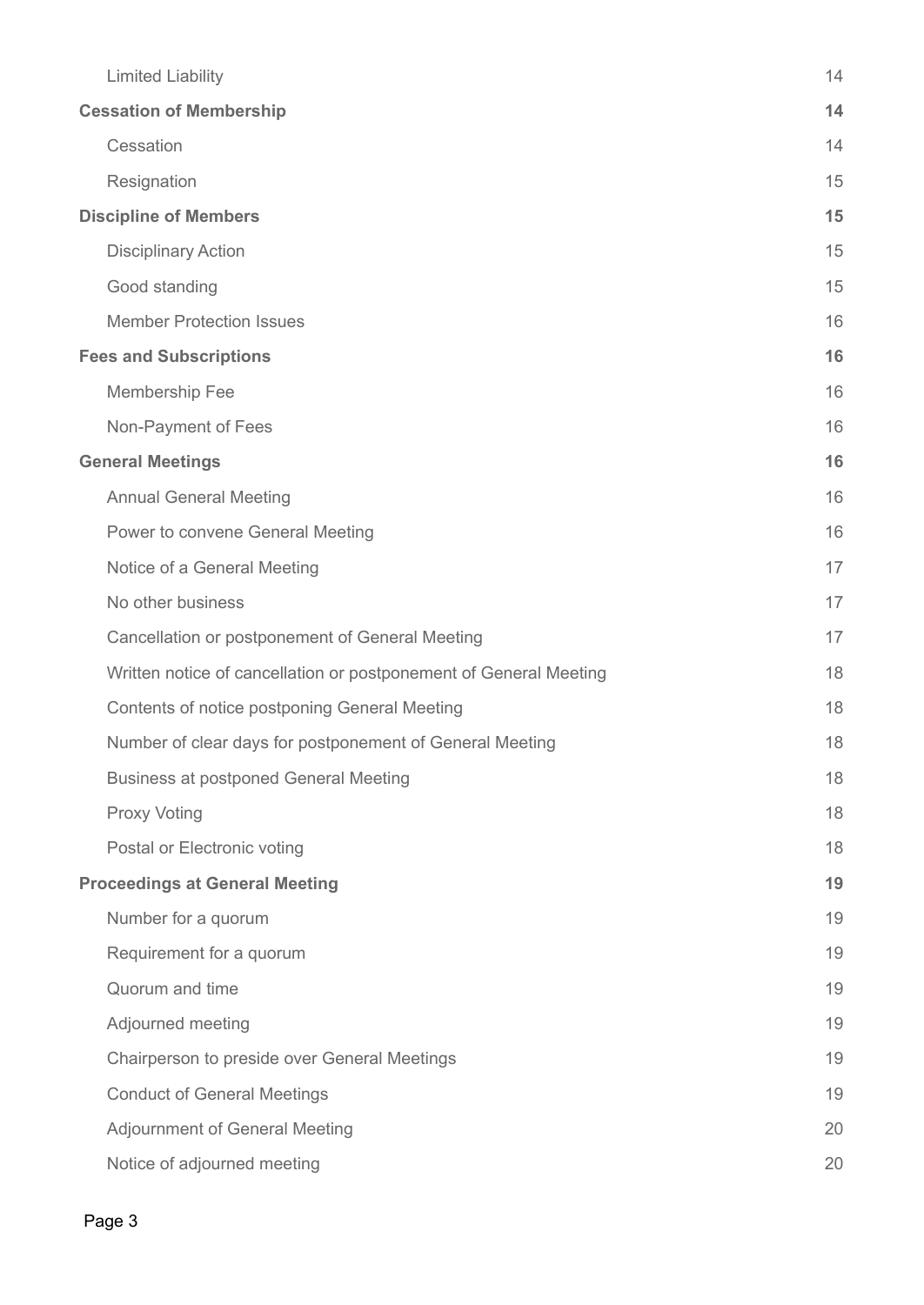| | |
|---|---|
| Limited Liability | 14 |
| **Cessation of Membership** | **14** |
| Cessation | 14 |
| Resignation | 15 |
| **Discipline of Members** | **15** |
| Disciplinary Action | 15 |
| Good standing | 15 |
| Member Protection Issues | 16 |
| **Fees and Subscriptions** | **16** |
| Membership Fee | 16 |
| Non-Payment of Fees | 16 |
| **General Meetings** | **16** |
| Annual General Meeting | 16 |
| Power to convene General Meeting | 16 |
| Notice of a General Meeting | 17 |
| No other business | 17 |
| Cancellation or postponement of General Meeting | 17 |
| Written notice of cancellation or postponement of General Meeting | 18 |
| Contents of notice postponing General Meeting | 18 |
| Number of clear days for postponement of General Meeting | 18 |
| Business at postponed General Meeting | 18 |
| Proxy Voting | 18 |
| Postal or Electronic voting | 18 |
| **Proceedings at General Meeting** | **19** |
| Number for a quorum | 19 |
| Requirement for a quorum | 19 |
| Quorum and time | 19 |
| Adjourned meeting | 19 |
| Chairperson to preside over General Meetings | 19 |
| Conduct of General Meetings | 19 |
| Adjournment of General Meeting | 20 |
| Notice of adjourned meeting | 20 |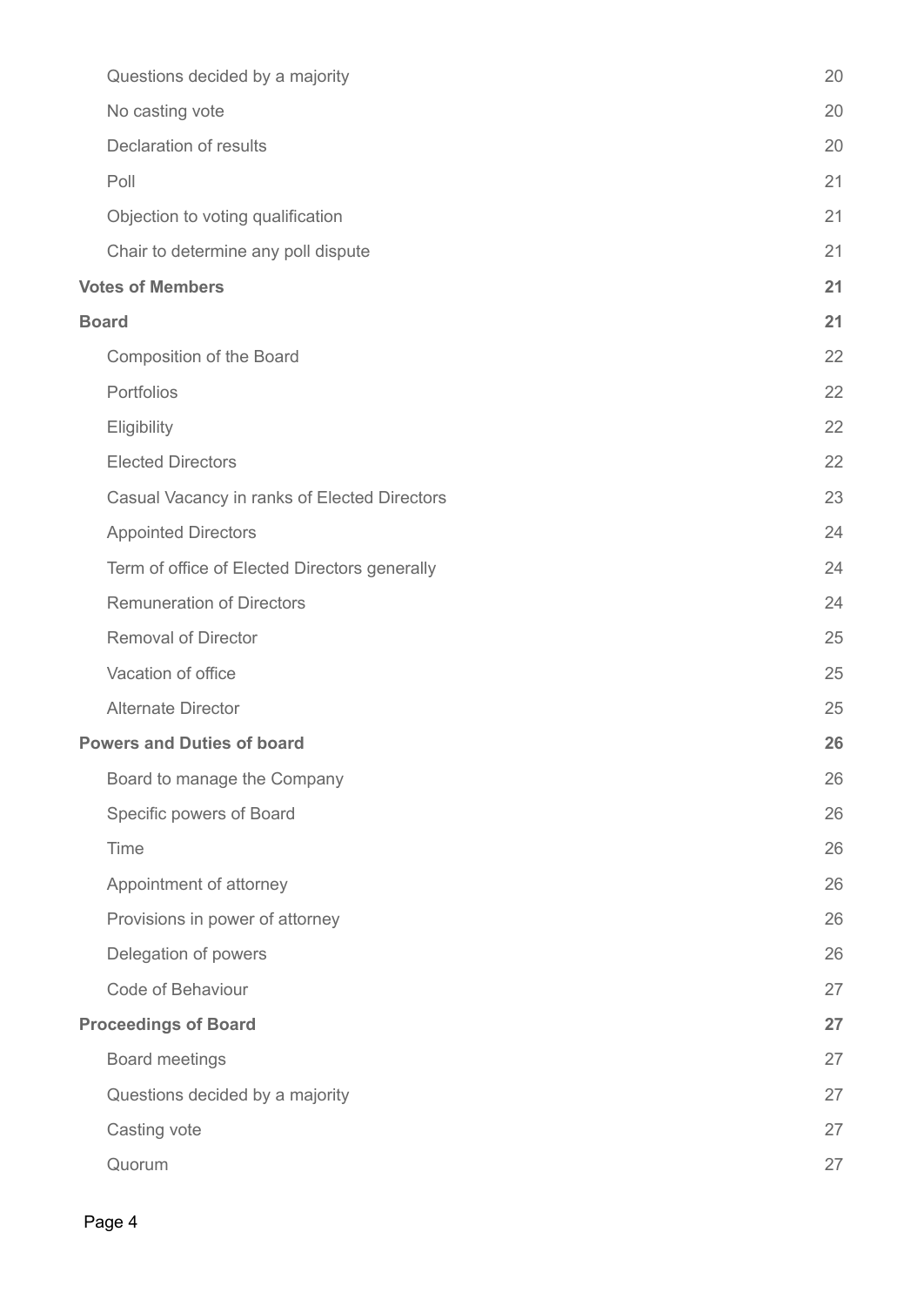| | |
|---|---|
| Questions decided by a majority | 20 |
| No casting vote | 20 |
| Declaration of results | 20 |
| Poll | 21 |
| Objection to voting qualification | 21 |
| Chair to determine any poll dispute | 21 |
| **Votes of Members** | **21** |
| **Board** | **21** |
| Composition of the Board | 22 |
| Portfolios | 22 |
| Eligibility | 22 |
| Elected Directors | 22 |
| Casual Vacancy in ranks of Elected Directors | 23 |
| Appointed Directors | 24 |
| Term of office of Elected Directors generally | 24 |
| Remuneration of Directors | 24 |
| Removal of Director | 25 |
| Vacation of office | 25 |
| Alternate Director | 25 |
| **Powers and Duties of board** | **26** |
| Board to manage the Company | 26 |
| Specific powers of Board | 26 |
| Time | 26 |
| Appointment of attorney | 26 |
| Provisions in power of attorney | 26 |
| Delegation of powers | 26 |
| Code of Behaviour | 27 |
| **Proceedings of Board** | **27** |
| Board meetings | 27 |
| Questions decided by a majority | 27 |
| Casting vote | 27 |
| Quorum | 27 |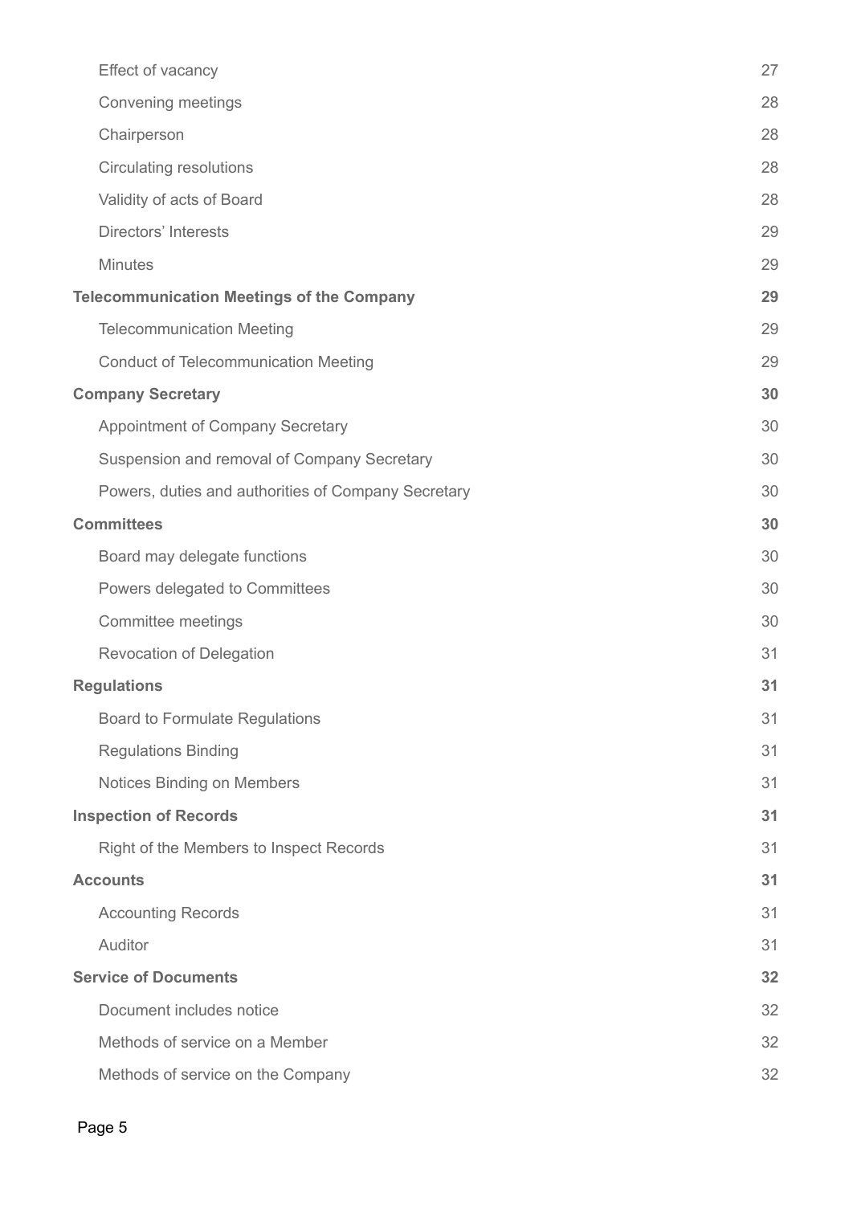| | |
|---|---|
| Effect of vacancy | 27 |
| Convening meetings | 28 |
| Chairperson | 28 |
| Circulating resolutions | 28 |
| Validity of acts of Board | 28 |
| Directors' Interests | 29 |
| Minutes | 29 |
| **Telecommunication Meetings of the Company** | **29** |
| Telecommunication Meeting | 29 |
| Conduct of Telecommunication Meeting | 29 |
| **Company Secretary** | **30** |
| Appointment of Company Secretary | 30 |
| Suspension and removal of Company Secretary | 30 |
| Powers, duties and authorities of Company Secretary | 30 |
| **Committees** | **30** |
| Board may delegate functions | 30 |
| Powers delegated to Committees | 30 |
| Committee meetings | 30 |
| Revocation of Delegation | 31 |
| **Regulations** | **31** |
| Board to Formulate Regulations | 31 |
| Regulations Binding | 31 |
| Notices Binding on Members | 31 |
| **Inspection of Records** | **31** |
| Right of the Members to Inspect Records | 31 |
| **Accounts** | **31** |
| Accounting Records | 31 |
| Auditor | 31 |
| **Service of Documents** | **32** |
| Document includes notice | 32 |
| Methods of service on a Member | 32 |
| Methods of service on the Company | 32 |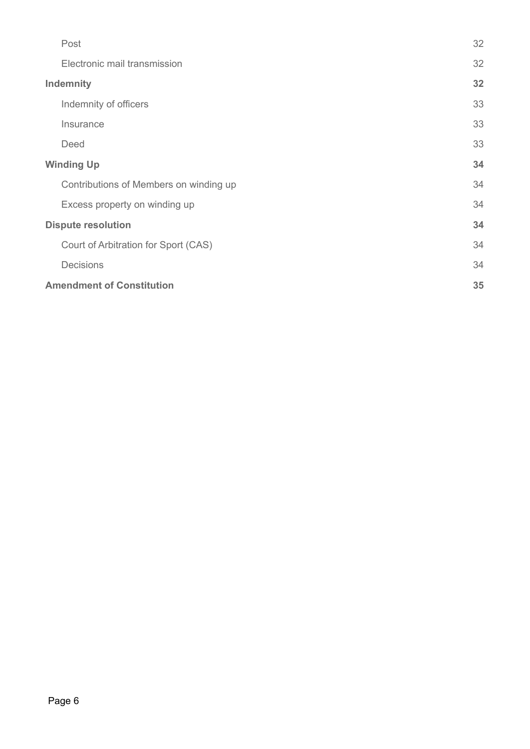| | |
|---|---|
| Post | 32 |
| Electronic mail transmission | 32 |
| **Indemnity** | **32** |
| Indemnity of officers | 33 |
| Insurance | 33 |
| Deed | 33 |
| **Winding Up** | **34** |
| Contributions of Members on winding up | 34 |
| Excess property on winding up | 34 |
| **Dispute resolution** | **34** |
| Court of Arbitration for Sport (CAS) | 34 |
| Decisions | 34 |
| **Amendment of Constitution** | **35** |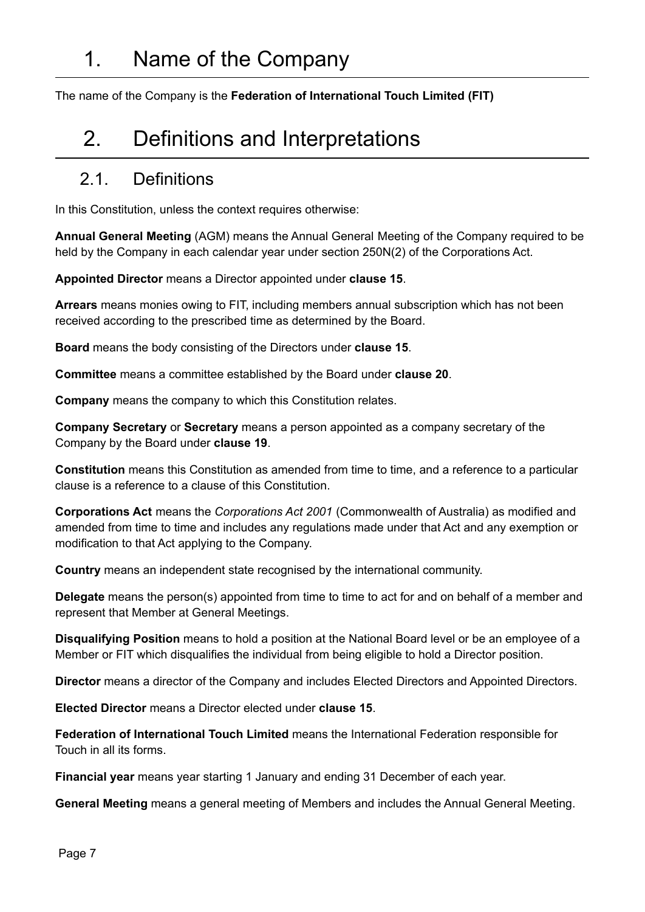# 1. Name of the Company

The name of the Company is the **Federation of International Touch Limited (FIT)**

# 2. Definitions and Interpretations

## 2.1. Definitions

In this Constitution, unless the context requires otherwise:

**Annual General Meeting** (AGM) means the Annual General Meeting of the Company required to be held by the Company in each calendar year under section 250N(2) of the Corporations Act.

**Appointed Director** means a Director appointed under **clause 15**.

**Arrears** means monies owing to FIT, including members annual subscription which has not been received according to the prescribed time as determined by the Board.

**Board** means the body consisting of the Directors under **clause 15**.

**Committee** means a committee established by the Board under **clause 20**.

**Company** means the company to which this Constitution relates.

**Company Secretary** or **Secretary** means a person appointed as a company secretary of the Company by the Board under **clause 19**.

**Constitution** means this Constitution as amended from time to time, and a reference to a particular clause is a reference to a clause of this Constitution.

**Corporations Act** means the *Corporations Act 2001* (Commonwealth of Australia) as modified and amended from time to time and includes any regulations made under that Act and any exemption or modification to that Act applying to the Company.

**Country** means an independent state recognised by the international community.

**Delegate** means the person(s) appointed from time to time to act for and on behalf of a member and represent that Member at General Meetings.

**Disqualifying Position** means to hold a position at the National Board level or be an employee of a Member or FIT which disqualifies the individual from being eligible to hold a Director position.

**Director** means a director of the Company and includes Elected Directors and Appointed Directors.

**Elected Director** means a Director elected under **clause 15**.

**Federation of International Touch Limited** means the International Federation responsible for Touch in all its forms.

**Financial year** means year starting 1 January and ending 31 December of each year.

**General Meeting** means a general meeting of Members and includes the Annual General Meeting.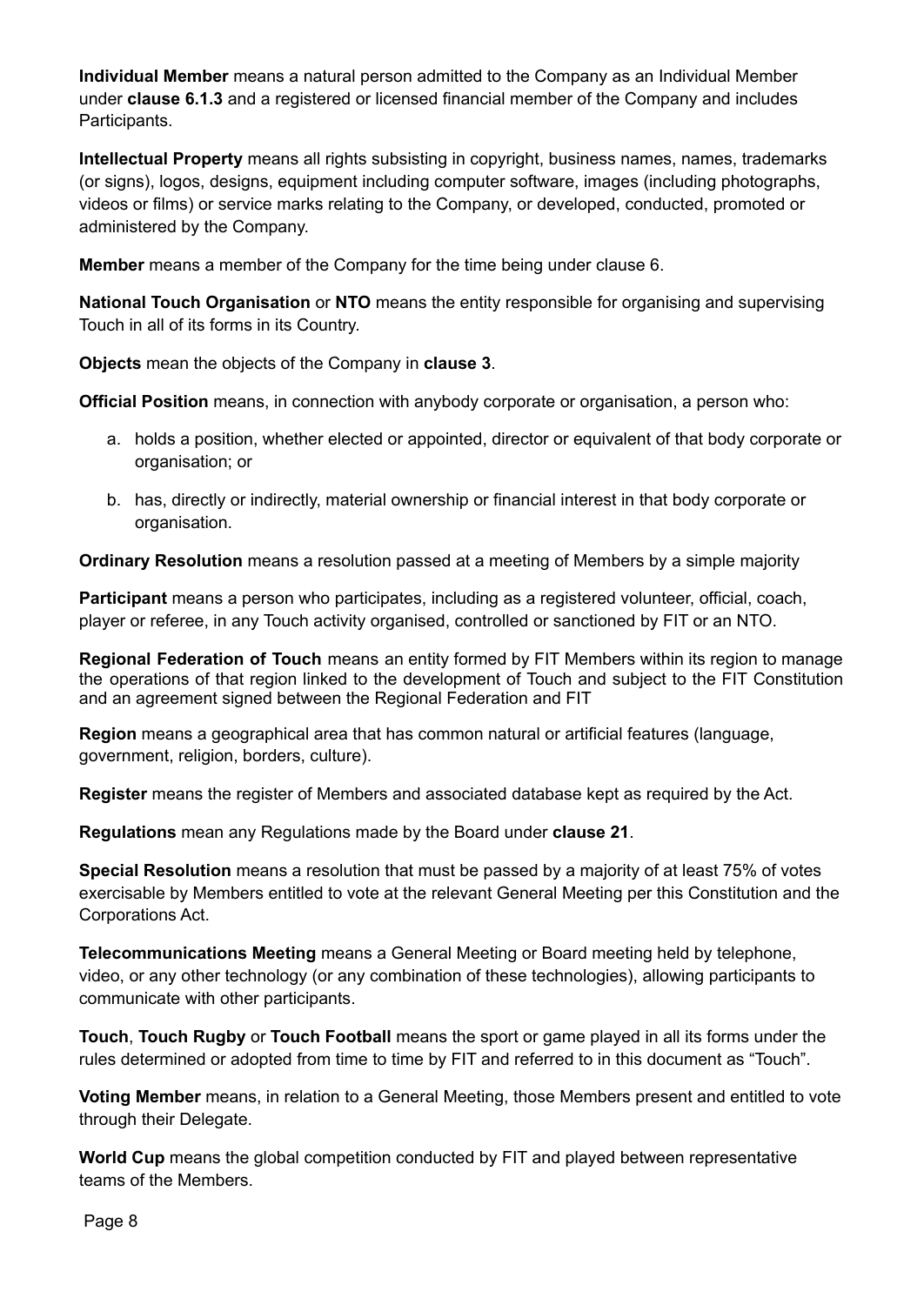**Individual Member** means a natural person admitted to the Company as an Individual Member under **clause 6.1.3** and a registered or licensed financial member of the Company and includes Participants.

**Intellectual Property** means all rights subsisting in copyright, business names, names, trademarks (or signs), logos, designs, equipment including computer software, images (including photographs, videos or films) or service marks relating to the Company, or developed, conducted, promoted or administered by the Company.

**Member** means a member of the Company for the time being under clause 6.

**National Touch Organisation** or **NTO** means the entity responsible for organising and supervising Touch in all of its forms in its Country.

**Objects** mean the objects of the Company in **clause 3**.

**Official Position** means, in connection with anybody corporate or organisation, a person who:

a. holds a position, whether elected or appointed, director or equivalent of that body corporate or organisation; or

b. has, directly or indirectly, material ownership or financial interest in that body corporate or organisation.

**Ordinary Resolution** means a resolution passed at a meeting of Members by a simple majority

**Participant** means a person who participates, including as a registered volunteer, official, coach, player or referee, in any Touch activity organised, controlled or sanctioned by FIT or an NTO.

**Regional Federation of Touch** means an entity formed by FIT Members within its region to manage the operations of that region linked to the development of Touch and subject to the FIT Constitution and an agreement signed between the Regional Federation and FIT

**Region** means a geographical area that has common natural or artificial features (language, government, religion, borders, culture).

**Register** means the register of Members and associated database kept as required by the Act.

**Regulations** mean any Regulations made by the Board under **clause 21**.

**Special Resolution** means a resolution that must be passed by a majority of at least 75% of votes exercisable by Members entitled to vote at the relevant General Meeting per this Constitution and the Corporations Act.

**Telecommunications Meeting** means a General Meeting or Board meeting held by telephone, video, or any other technology (or any combination of these technologies), allowing participants to communicate with other participants.

**Touch**, **Touch Rugby** or **Touch Football** means the sport or game played in all its forms under the rules determined or adopted from time to time by FIT and referred to in this document as "Touch".

**Voting Member** means, in relation to a General Meeting, those Members present and entitled to vote through their Delegate.

**World Cup** means the global competition conducted by FIT and played between representative teams of the Members.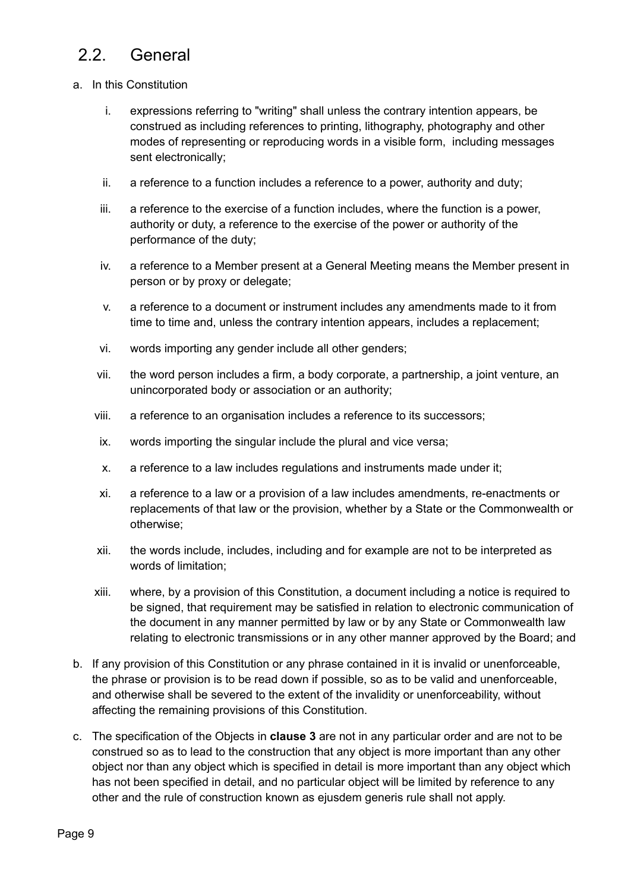## 2.2. General

a. In this Constitution

   i. expressions referring to "writing" shall unless the contrary intention appears, be construed as including references to printing, lithography, photography and other modes of representing or reproducing words in a visible form, including messages sent electronically;

   ii. a reference to a function includes a reference to a power, authority and duty;

   iii. a reference to the exercise of a function includes, where the function is a power, authority or duty, a reference to the exercise of the power or authority of the performance of the duty;

   iv. a reference to a Member present at a General Meeting means the Member present in person or by proxy or delegate;

   v. a reference to a document or instrument includes any amendments made to it from time to time and, unless the contrary intention appears, includes a replacement;

   vi. words importing any gender include all other genders;

   vii. the word person includes a firm, a body corporate, a partnership, a joint venture, an unincorporated body or association or an authority;

   viii. a reference to an organisation includes a reference to its successors;

   ix. words importing the singular include the plural and vice versa;

   x. a reference to a law includes regulations and instruments made under it;

   xi. a reference to a law or a provision of a law includes amendments, re-enactments or replacements of that law or the provision, whether by a State or the Commonwealth or otherwise;

   xii. the words include, includes, including and for example are not to be interpreted as words of limitation;

   xiii. where, by a provision of this Constitution, a document including a notice is required to be signed, that requirement may be satisfied in relation to electronic communication of the document in any manner permitted by law or by any State or Commonwealth law relating to electronic transmissions or in any other manner approved by the Board; and

b. If any provision of this Constitution or any phrase contained in it is invalid or unenforceable, the phrase or provision is to be read down if possible, so as to be valid and unenforceable, and otherwise shall be severed to the extent of the invalidity or unenforceability, without affecting the remaining provisions of this Constitution.

c. The specification of the Objects in **clause 3** are not in any particular order and are not to be construed so as to lead to the construction that any object is more important than any other object nor than any object which is specified in detail is more important than any object which has not been specified in detail, and no particular object will be limited by reference to any other and the rule of construction known as ejusdem generis rule shall not apply.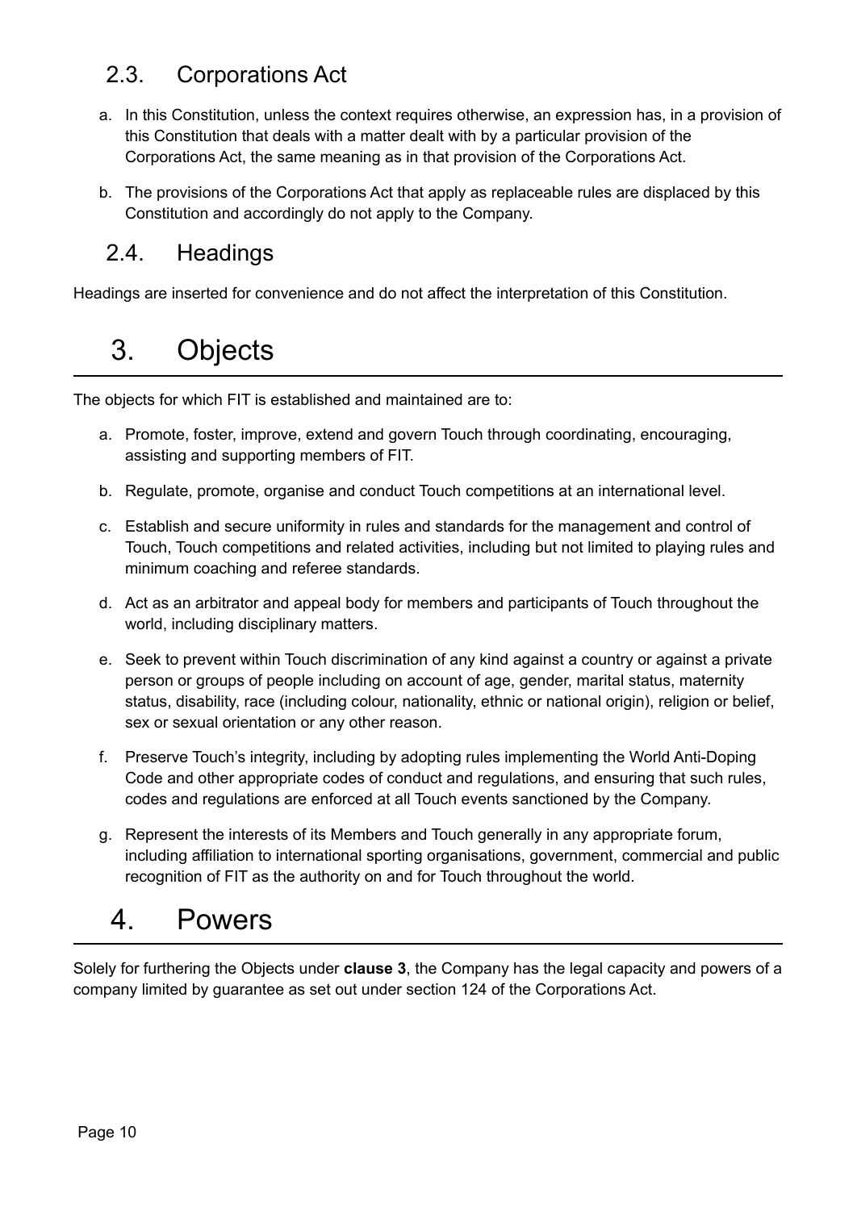## 2.3. Corporations Act

a. In this Constitution, unless the context requires otherwise, an expression has, in a provision of this Constitution that deals with a matter dealt with by a particular provision of the Corporations Act, the same meaning as in that provision of the Corporations Act.

b. The provisions of the Corporations Act that apply as replaceable rules are displaced by this Constitution and accordingly do not apply to the Company.

## 2.4. Headings

Headings are inserted for convenience and do not affect the interpretation of this Constitution.

# 3. Objects

The objects for which FIT is established and maintained are to:

a. Promote, foster, improve, extend and govern Touch through coordinating, encouraging, assisting and supporting members of FIT.

b. Regulate, promote, organise and conduct Touch competitions at an international level.

c. Establish and secure uniformity in rules and standards for the management and control of Touch, Touch competitions and related activities, including but not limited to playing rules and minimum coaching and referee standards.

d. Act as an arbitrator and appeal body for members and participants of Touch throughout the world, including disciplinary matters.

e. Seek to prevent within Touch discrimination of any kind against a country or against a private person or groups of people including on account of age, gender, marital status, maternity status, disability, race (including colour, nationality, ethnic or national origin), religion or belief, sex or sexual orientation or any other reason.

f. Preserve Touch's integrity, including by adopting rules implementing the World Anti-Doping Code and other appropriate codes of conduct and regulations, and ensuring that such rules, codes and regulations are enforced at all Touch events sanctioned by the Company.

g. Represent the interests of its Members and Touch generally in any appropriate forum, including affiliation to international sporting organisations, government, commercial and public recognition of FIT as the authority on and for Touch throughout the world.

# 4. Powers

Solely for furthering the Objects under **clause 3**, the Company has the legal capacity and powers of a company limited by guarantee as set out under section 124 of the Corporations Act.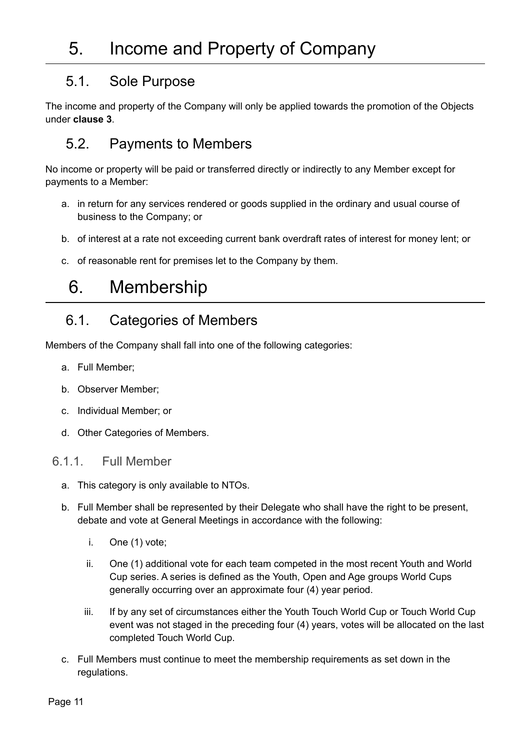# 5. Income and Property of Company

## 5.1. Sole Purpose

The income and property of the Company will only be applied towards the promotion of the Objects under **clause 3**.

## 5.2. Payments to Members

No income or property will be paid or transferred directly or indirectly to any Member except for payments to a Member:

a. in return for any services rendered or goods supplied in the ordinary and usual course of business to the Company; or

b. of interest at a rate not exceeding current bank overdraft rates of interest for money lent; or

c. of reasonable rent for premises let to the Company by them.

# 6. Membership

## 6.1. Categories of Members

Members of the Company shall fall into one of the following categories:

a. Full Member;

b. Observer Member;

c. Individual Member; or

d. Other Categories of Members.

### 6.1.1. Full Member

a. This category is only available to NTOs.

b. Full Member shall be represented by their Delegate who shall have the right to be present, debate and vote at General Meetings in accordance with the following:

   i. One (1) vote;

   ii. One (1) additional vote for each team competed in the most recent Youth and World Cup series. A series is defined as the Youth, Open and Age groups World Cups generally occurring over an approximate four (4) year period.

   iii. If by any set of circumstances either the Youth Touch World Cup or Touch World Cup event was not staged in the preceding four (4) years, votes will be allocated on the last completed Touch World Cup.

c. Full Members must continue to meet the membership requirements as set down in the regulations.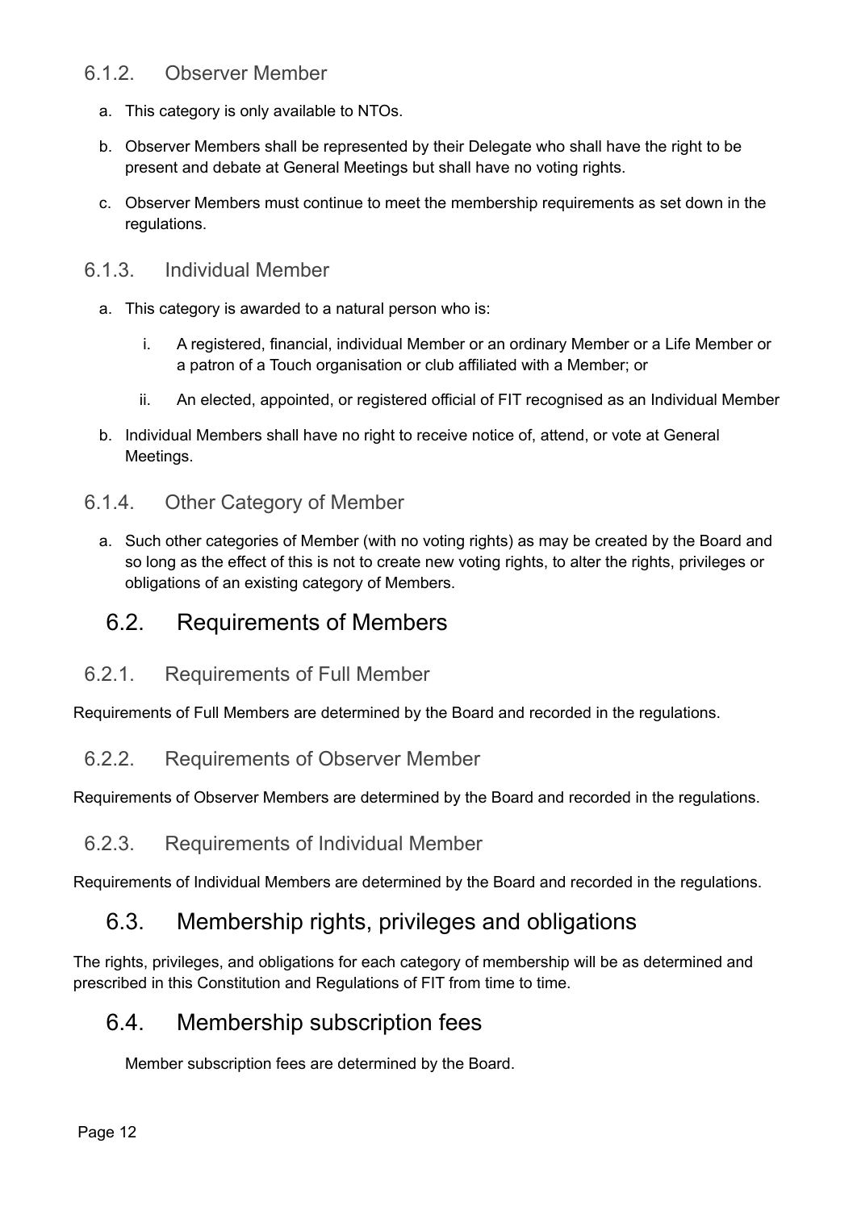### 6.1.2. Observer Member

a. This category is only available to NTOs.

b. Observer Members shall be represented by their Delegate who shall have the right to be present and debate at General Meetings but shall have no voting rights.

c. Observer Members must continue to meet the membership requirements as set down in the regulations.

### 6.1.3. Individual Member

a. This category is awarded to a natural person who is:

   i. A registered, financial, individual Member or an ordinary Member or a Life Member or a patron of a Touch organisation or club affiliated with a Member; or

   ii. An elected, appointed, or registered official of FIT recognised as an Individual Member

b. Individual Members shall have no right to receive notice of, attend, or vote at General Meetings.

### 6.1.4. Other Category of Member

a. Such other categories of Member (with no voting rights) as may be created by the Board and so long as the effect of this is not to create new voting rights, to alter the rights, privileges or obligations of an existing category of Members.

## 6.2. Requirements of Members

### 6.2.1. Requirements of Full Member

Requirements of Full Members are determined by the Board and recorded in the regulations.

### 6.2.2. Requirements of Observer Member

Requirements of Observer Members are determined by the Board and recorded in the regulations.

### 6.2.3. Requirements of Individual Member

Requirements of Individual Members are determined by the Board and recorded in the regulations.

## 6.3. Membership rights, privileges and obligations

The rights, privileges, and obligations for each category of membership will be as determined and prescribed in this Constitution and Regulations of FIT from time to time.

## 6.4. Membership subscription fees

Member subscription fees are determined by the Board.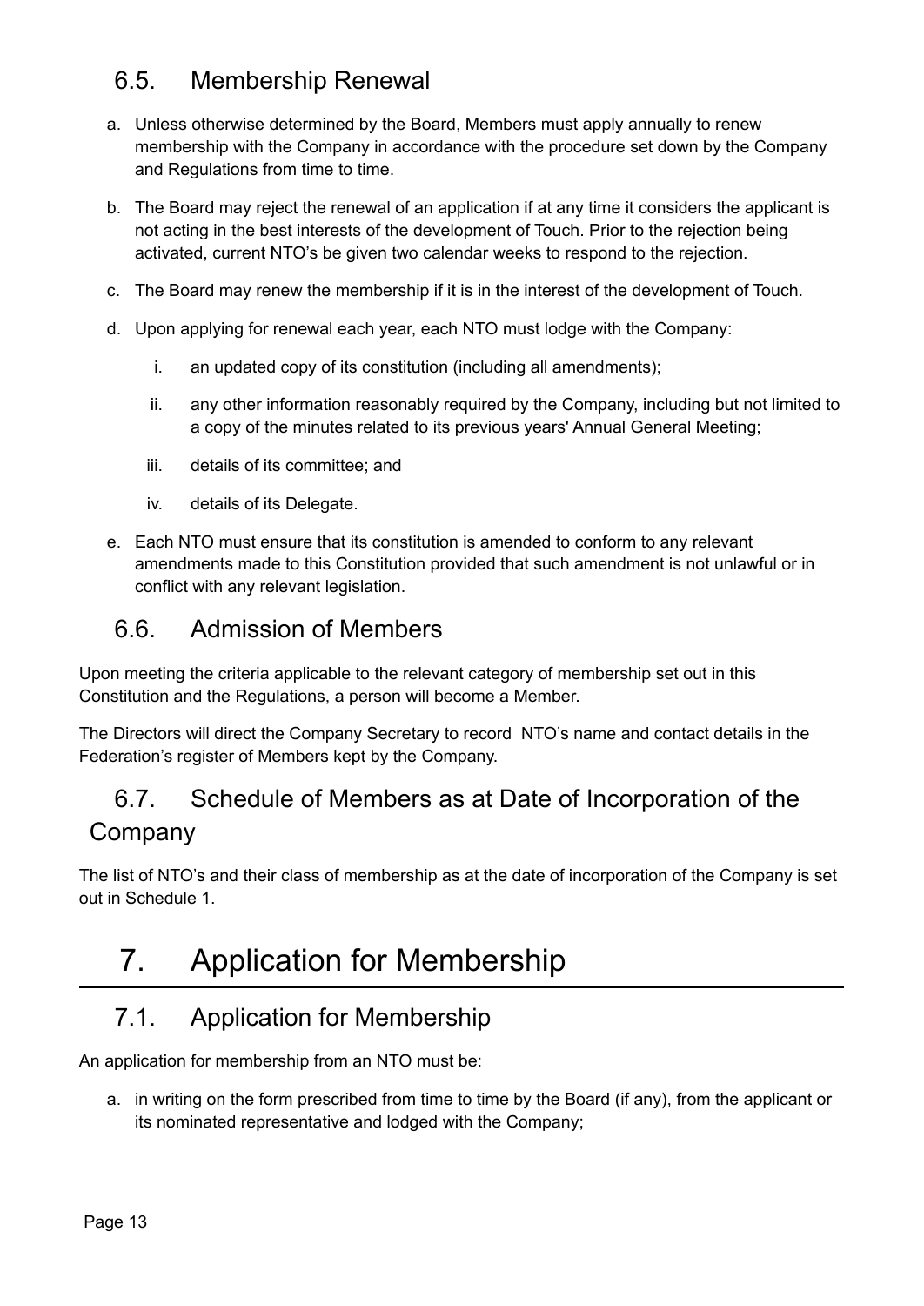## 6.5. Membership Renewal

a. Unless otherwise determined by the Board, Members must apply annually to renew membership with the Company in accordance with the procedure set down by the Company and Regulations from time to time.

b. The Board may reject the renewal of an application if at any time it considers the applicant is not acting in the best interests of the development of Touch. Prior to the rejection being activated, current NTO's be given two calendar weeks to respond to the rejection.

c. The Board may renew the membership if it is in the interest of the development of Touch.

d. Upon applying for renewal each year, each NTO must lodge with the Company:

   i. an updated copy of its constitution (including all amendments);

   ii. any other information reasonably required by the Company, including but not limited to a copy of the minutes related to its previous years' Annual General Meeting;

   iii. details of its committee; and

   iv. details of its Delegate.

e. Each NTO must ensure that its constitution is amended to conform to any relevant amendments made to this Constitution provided that such amendment is not unlawful or in conflict with any relevant legislation.

## 6.6. Admission of Members

Upon meeting the criteria applicable to the relevant category of membership set out in this Constitution and the Regulations, a person will become a Member.

The Directors will direct the Company Secretary to record NTO's name and contact details in the Federation's register of Members kept by the Company.

## 6.7. Schedule of Members as at Date of Incorporation of the Company

The list of NTO's and their class of membership as at the date of incorporation of the Company is set out in Schedule 1.

# 7. Application for Membership

## 7.1. Application for Membership

An application for membership from an NTO must be:

a. in writing on the form prescribed from time to time by the Board (if any), from the applicant or its nominated representative and lodged with the Company;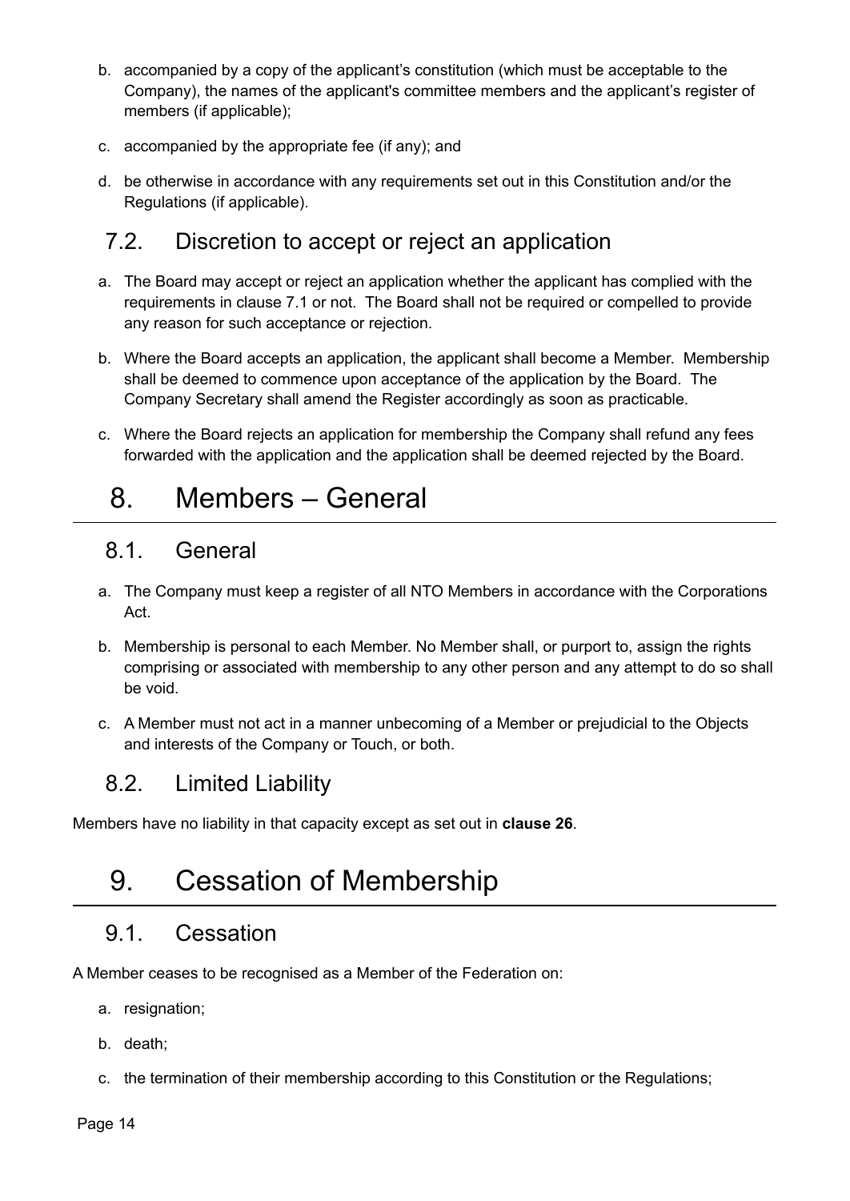b. accompanied by a copy of the applicant's constitution (which must be acceptable to the Company), the names of the applicant's committee members and the applicant's register of members (if applicable);

c. accompanied by the appropriate fee (if any); and

d. be otherwise in accordance with any requirements set out in this Constitution and/or the Regulations (if applicable).

## 7.2. Discretion to accept or reject an application

a. The Board may accept or reject an application whether the applicant has complied with the requirements in clause 7.1 or not. The Board shall not be required or compelled to provide any reason for such acceptance or rejection.

b. Where the Board accepts an application, the applicant shall become a Member. Membership shall be deemed to commence upon acceptance of the application by the Board. The Company Secretary shall amend the Register accordingly as soon as practicable.

c. Where the Board rejects an application for membership the Company shall refund any fees forwarded with the application and the application shall be deemed rejected by the Board.

# 8. Members – General

## 8.1. General

a. The Company must keep a register of all NTO Members in accordance with the Corporations Act.

b. Membership is personal to each Member. No Member shall, or purport to, assign the rights comprising or associated with membership to any other person and any attempt to do so shall be void.

c. A Member must not act in a manner unbecoming of a Member or prejudicial to the Objects and interests of the Company or Touch, or both.

## 8.2. Limited Liability

Members have no liability in that capacity except as set out in **clause 26**.

# 9. Cessation of Membership

## 9.1. Cessation

A Member ceases to be recognised as a Member of the Federation on:

a. resignation;

b. death;

c. the termination of their membership according to this Constitution or the Regulations;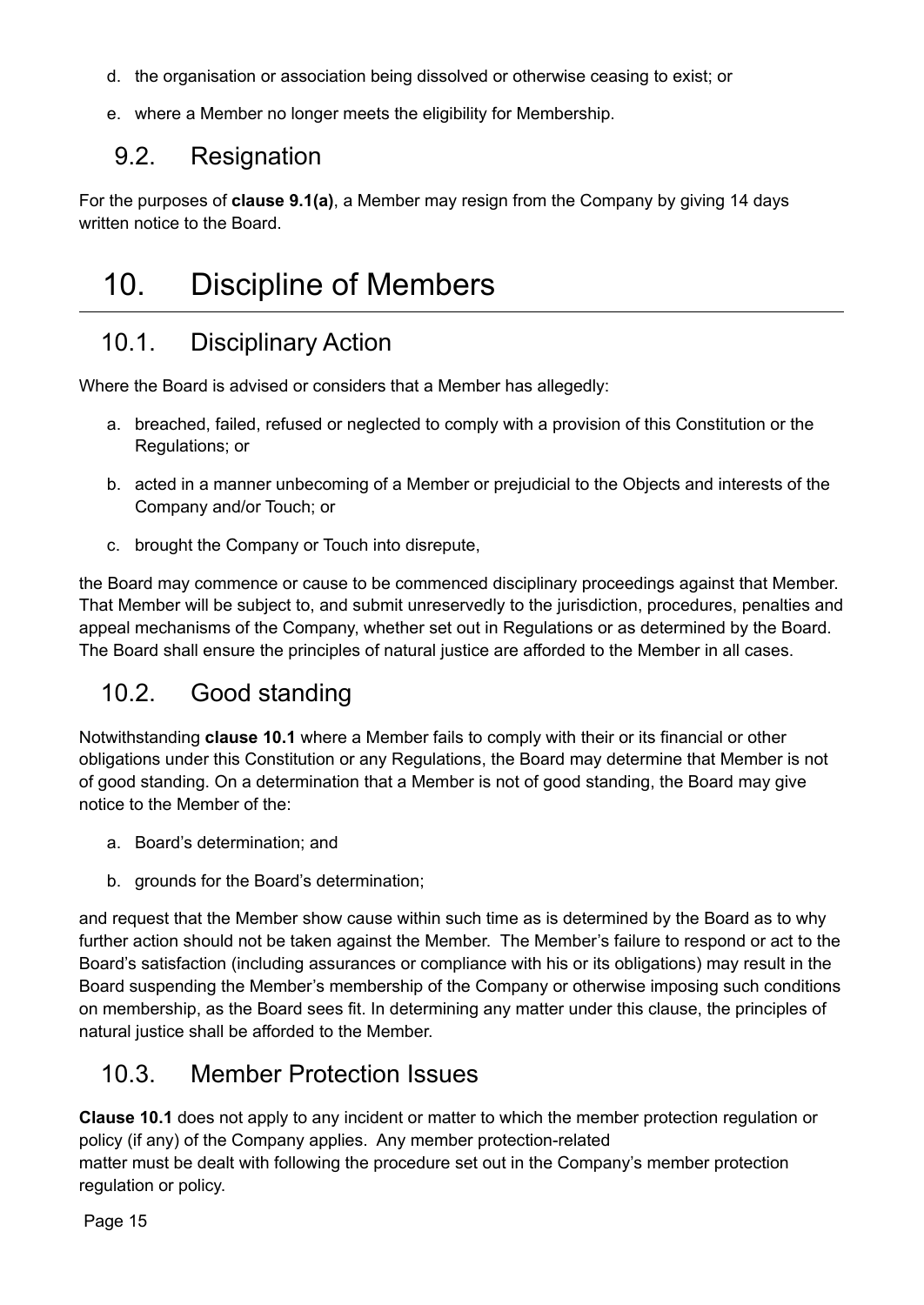d. the organisation or association being dissolved or otherwise ceasing to exist; or

e. where a Member no longer meets the eligibility for Membership.

## 9.2. Resignation

For the purposes of **clause 9.1(a)**, a Member may resign from the Company by giving 14 days written notice to the Board.

# 10. Discipline of Members

## 10.1. Disciplinary Action

Where the Board is advised or considers that a Member has allegedly:

a. breached, failed, refused or neglected to comply with a provision of this Constitution or the Regulations; or

b. acted in a manner unbecoming of a Member or prejudicial to the Objects and interests of the Company and/or Touch; or

c. brought the Company or Touch into disrepute,

the Board may commence or cause to be commenced disciplinary proceedings against that Member. That Member will be subject to, and submit unreservedly to the jurisdiction, procedures, penalties and appeal mechanisms of the Company, whether set out in Regulations or as determined by the Board. The Board shall ensure the principles of natural justice are afforded to the Member in all cases.

## 10.2. Good standing

Notwithstanding **clause 10.1** where a Member fails to comply with their or its financial or other obligations under this Constitution or any Regulations, the Board may determine that Member is not of good standing. On a determination that a Member is not of good standing, the Board may give notice to the Member of the:

a. Board's determination; and

b. grounds for the Board's determination;

and request that the Member show cause within such time as is determined by the Board as to why further action should not be taken against the Member. The Member's failure to respond or act to the Board's satisfaction (including assurances or compliance with his or its obligations) may result in the Board suspending the Member's membership of the Company or otherwise imposing such conditions on membership, as the Board sees fit. In determining any matter under this clause, the principles of natural justice shall be afforded to the Member.

## 10.3. Member Protection Issues

**Clause 10.1** does not apply to any incident or matter to which the member protection regulation or policy (if any) of the Company applies. Any member protection-related matter must be dealt with following the procedure set out in the Company's member protection regulation or policy.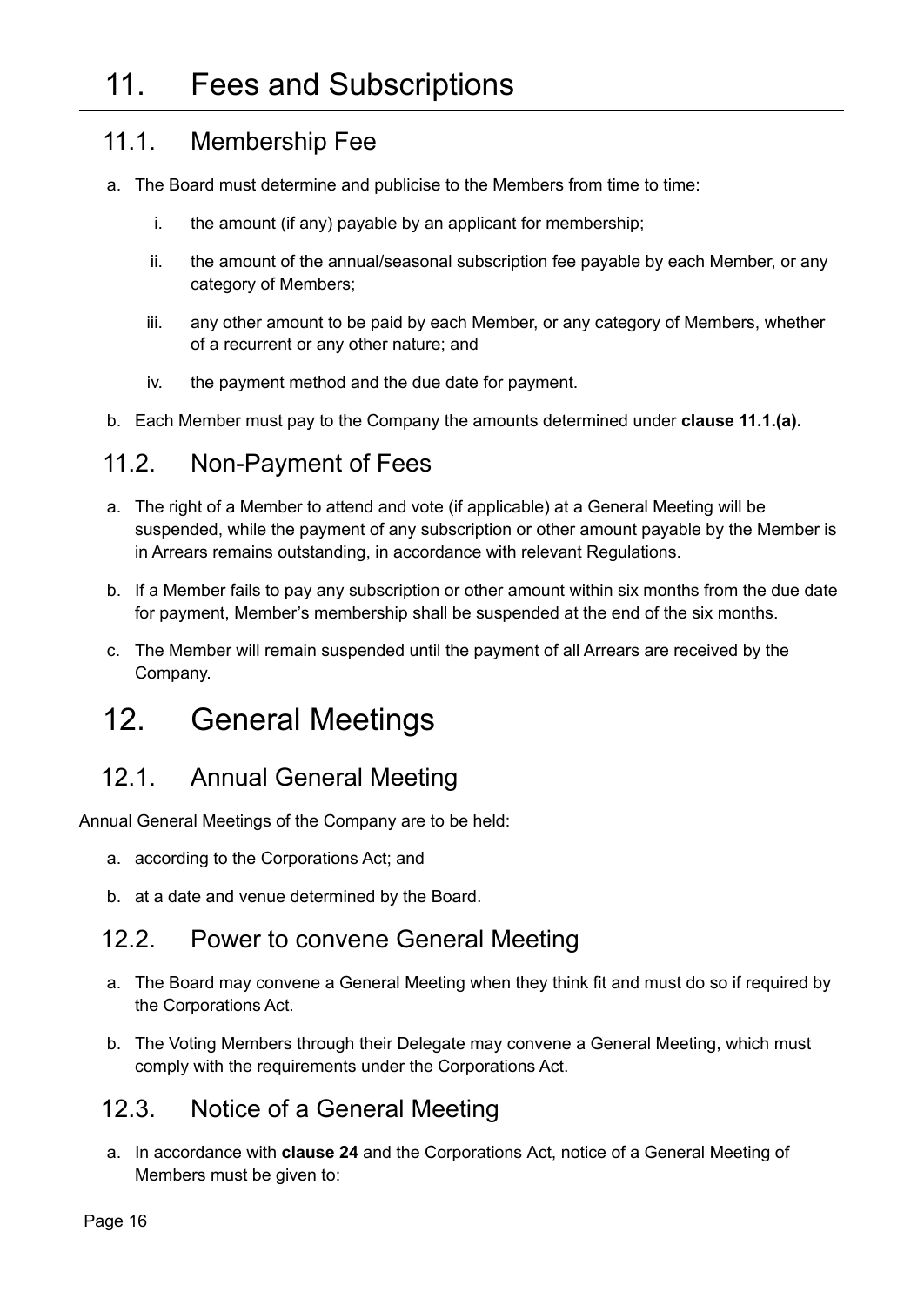# 11. Fees and Subscriptions

## 11.1. Membership Fee

a. The Board must determine and publicise to the Members from time to time:

   i. the amount (if any) payable by an applicant for membership;

   ii. the amount of the annual/seasonal subscription fee payable by each Member, or any category of Members;

   iii. any other amount to be paid by each Member, or any category of Members, whether of a recurrent or any other nature; and

   iv. the payment method and the due date for payment.

b. Each Member must pay to the Company the amounts determined under **clause 11.1.(a).**

## 11.2. Non-Payment of Fees

a. The right of a Member to attend and vote (if applicable) at a General Meeting will be suspended, while the payment of any subscription or other amount payable by the Member is in Arrears remains outstanding, in accordance with relevant Regulations.

b. If a Member fails to pay any subscription or other amount within six months from the due date for payment, Member's membership shall be suspended at the end of the six months.

c. The Member will remain suspended until the payment of all Arrears are received by the Company.

# 12. General Meetings

## 12.1. Annual General Meeting

Annual General Meetings of the Company are to be held:

a. according to the Corporations Act; and

b. at a date and venue determined by the Board.

## 12.2. Power to convene General Meeting

a. The Board may convene a General Meeting when they think fit and must do so if required by the Corporations Act.

b. The Voting Members through their Delegate may convene a General Meeting, which must comply with the requirements under the Corporations Act.

## 12.3. Notice of a General Meeting

a. In accordance with **clause 24** and the Corporations Act, notice of a General Meeting of Members must be given to: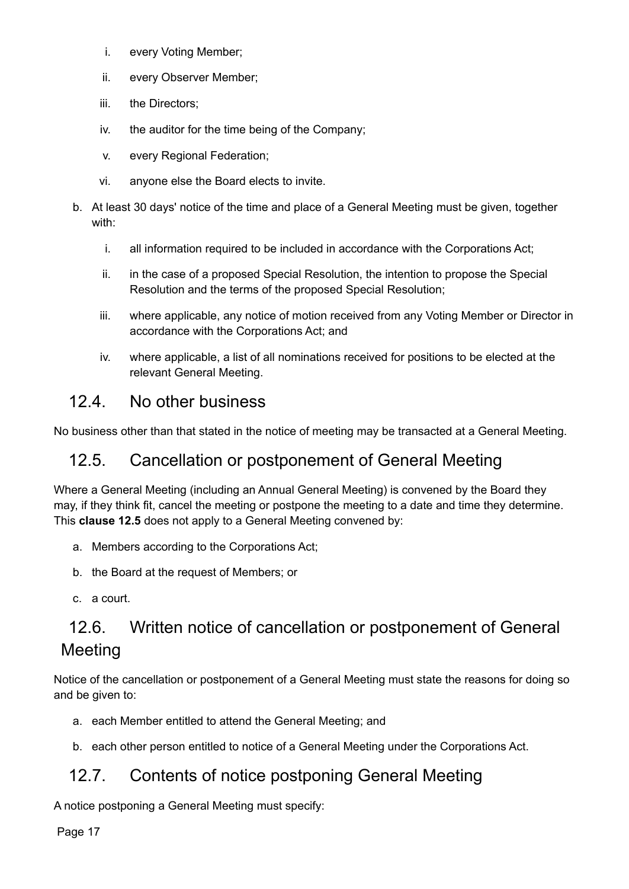i. every Voting Member;
  ii. every Observer Member;
  iii. the Directors;
  iv. the auditor for the time being of the Company;
  v. every Regional Federation;
  vi. anyone else the Board elects to invite.

b. At least 30 days' notice of the time and place of a General Meeting must be given, together with:
  i. all information required to be included in accordance with the Corporations Act;
  ii. in the case of a proposed Special Resolution, the intention to propose the Special Resolution and the terms of the proposed Special Resolution;
  iii. where applicable, any notice of motion received from any Voting Member or Director in accordance with the Corporations Act; and
  iv. where applicable, a list of all nominations received for positions to be elected at the relevant General Meeting.

## 12.4. No other business

No business other than that stated in the notice of meeting may be transacted at a General Meeting.

## 12.5. Cancellation or postponement of General Meeting

Where a General Meeting (including an Annual General Meeting) is convened by the Board they may, if they think fit, cancel the meeting or postpone the meeting to a date and time they determine. This **clause 12.5** does not apply to a General Meeting convened by:

a. Members according to the Corporations Act;
b. the Board at the request of Members; or
c. a court.

## 12.6. Written notice of cancellation or postponement of General Meeting

Notice of the cancellation or postponement of a General Meeting must state the reasons for doing so and be given to:

a. each Member entitled to attend the General Meeting; and
b. each other person entitled to notice of a General Meeting under the Corporations Act.

## 12.7. Contents of notice postponing General Meeting

A notice postponing a General Meeting must specify: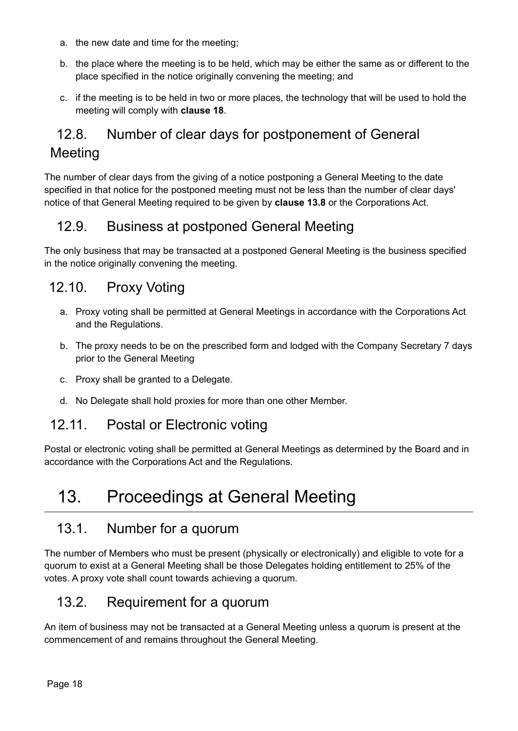a. the new date and time for the meeting;

b. the place where the meeting is to be held, which may be either the same as or different to the place specified in the notice originally convening the meeting; and

c. if the meeting is to be held in two or more places, the technology that will be used to hold the meeting will comply with **clause 18**.

## 12.8. Number of clear days for postponement of General Meeting

The number of clear days from the giving of a notice postponing a General Meeting to the date specified in that notice for the postponed meeting must not be less than the number of clear days' notice of that General Meeting required to be given by **clause 13.8** or the Corporations Act.

## 12.9. Business at postponed General Meeting

The only business that may be transacted at a postponed General Meeting is the business specified in the notice originally convening the meeting.

## 12.10. Proxy Voting

a. Proxy voting shall be permitted at General Meetings in accordance with the Corporations Act and the Regulations.

b. The proxy needs to be on the prescribed form and lodged with the Company Secretary 7 days prior to the General Meeting

c. Proxy shall be granted to a Delegate.

d. No Delegate shall hold proxies for more than one other Member.

## 12.11. Postal or Electronic voting

Postal or electronic voting shall be permitted at General Meetings as determined by the Board and in accordance with the Corporations Act and the Regulations.

# 13. Proceedings at General Meeting

## 13.1. Number for a quorum

The number of Members who must be present (physically or electronically) and eligible to vote for a quorum to exist at a General Meeting shall be those Delegates holding entitlement to 25% of the votes. A proxy vote shall count towards achieving a quorum.

## 13.2. Requirement for a quorum

An item of business may not be transacted at a General Meeting unless a quorum is present at the commencement of and remains throughout the General Meeting.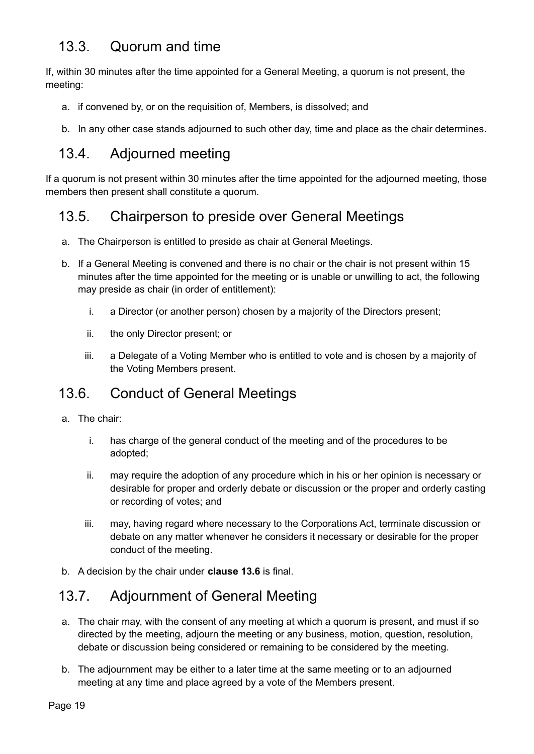## 13.3. Quorum and time

If, within 30 minutes after the time appointed for a General Meeting, a quorum is not present, the meeting:

a. if convened by, or on the requisition of, Members, is dissolved; and

b. In any other case stands adjourned to such other day, time and place as the chair determines.

## 13.4. Adjourned meeting

If a quorum is not present within 30 minutes after the time appointed for the adjourned meeting, those members then present shall constitute a quorum.

## 13.5. Chairperson to preside over General Meetings

a. The Chairperson is entitled to preside as chair at General Meetings.

b. If a General Meeting is convened and there is no chair or the chair is not present within 15 minutes after the time appointed for the meeting or is unable or unwilling to act, the following may preside as chair (in order of entitlement):

   i. a Director (or another person) chosen by a majority of the Directors present;

   ii. the only Director present; or

   iii. a Delegate of a Voting Member who is entitled to vote and is chosen by a majority of the Voting Members present.

## 13.6. Conduct of General Meetings

a. The chair:

   i. has charge of the general conduct of the meeting and of the procedures to be adopted;

   ii. may require the adoption of any procedure which in his or her opinion is necessary or desirable for proper and orderly debate or discussion or the proper and orderly casting or recording of votes; and

   iii. may, having regard where necessary to the Corporations Act, terminate discussion or debate on any matter whenever he considers it necessary or desirable for the proper conduct of the meeting.

b. A decision by the chair under **clause 13.6** is final.

## 13.7. Adjournment of General Meeting

a. The chair may, with the consent of any meeting at which a quorum is present, and must if so directed by the meeting, adjourn the meeting or any business, motion, question, resolution, debate or discussion being considered or remaining to be considered by the meeting.

b. The adjournment may be either to a later time at the same meeting or to an adjourned meeting at any time and place agreed by a vote of the Members present.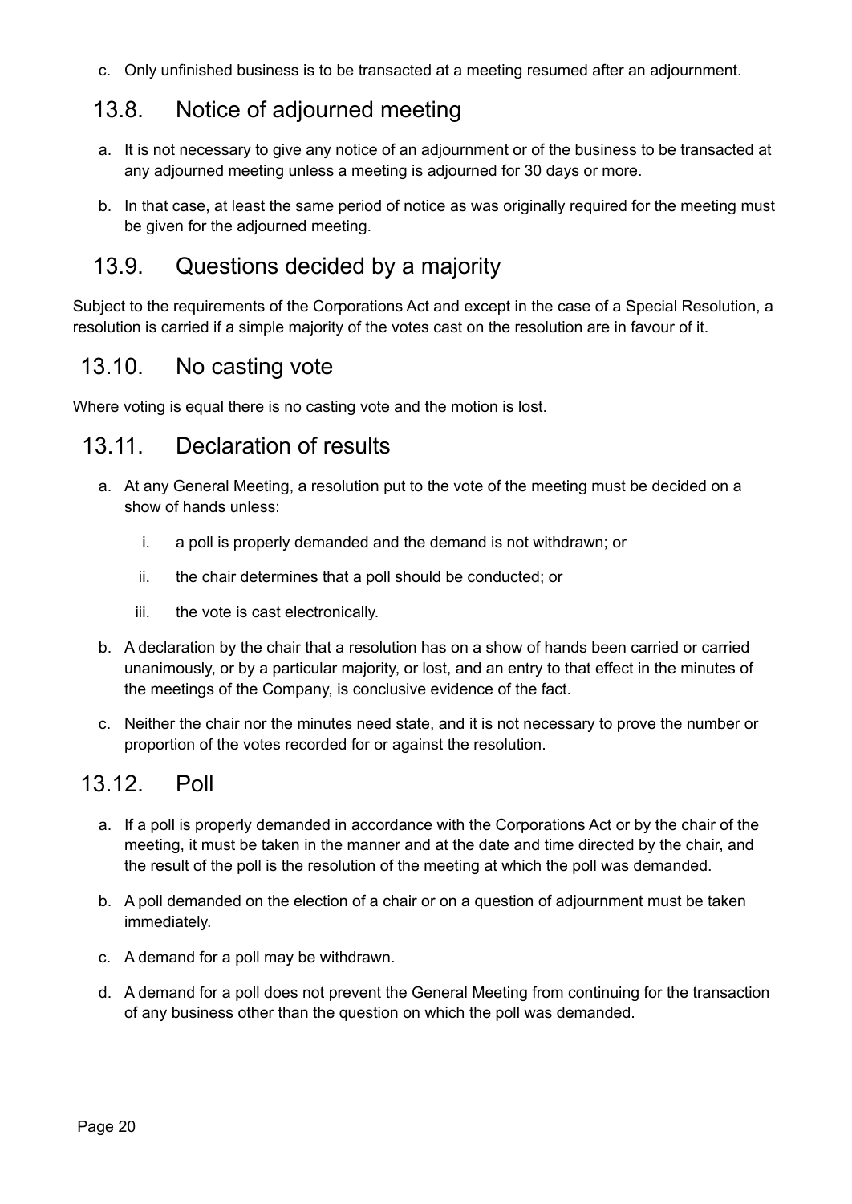c. Only unfinished business is to be transacted at a meeting resumed after an adjournment.

## 13.8. Notice of adjourned meeting

a. It is not necessary to give any notice of an adjournment or of the business to be transacted at any adjourned meeting unless a meeting is adjourned for 30 days or more.

b. In that case, at least the same period of notice as was originally required for the meeting must be given for the adjourned meeting.

## 13.9. Questions decided by a majority

Subject to the requirements of the Corporations Act and except in the case of a Special Resolution, a resolution is carried if a simple majority of the votes cast on the resolution are in favour of it.

## 13.10. No casting vote

Where voting is equal there is no casting vote and the motion is lost.

## 13.11. Declaration of results

a. At any General Meeting, a resolution put to the vote of the meeting must be decided on a show of hands unless:

   i. a poll is properly demanded and the demand is not withdrawn; or

   ii. the chair determines that a poll should be conducted; or

   iii. the vote is cast electronically.

b. A declaration by the chair that a resolution has on a show of hands been carried or carried unanimously, or by a particular majority, or lost, and an entry to that effect in the minutes of the meetings of the Company, is conclusive evidence of the fact.

c. Neither the chair nor the minutes need state, and it is not necessary to prove the number or proportion of the votes recorded for or against the resolution.

## 13.12. Poll

a. If a poll is properly demanded in accordance with the Corporations Act or by the chair of the meeting, it must be taken in the manner and at the date and time directed by the chair, and the result of the poll is the resolution of the meeting at which the poll was demanded.

b. A poll demanded on the election of a chair or on a question of adjournment must be taken immediately.

c. A demand for a poll may be withdrawn.

d. A demand for a poll does not prevent the General Meeting from continuing for the transaction of any business other than the question on which the poll was demanded.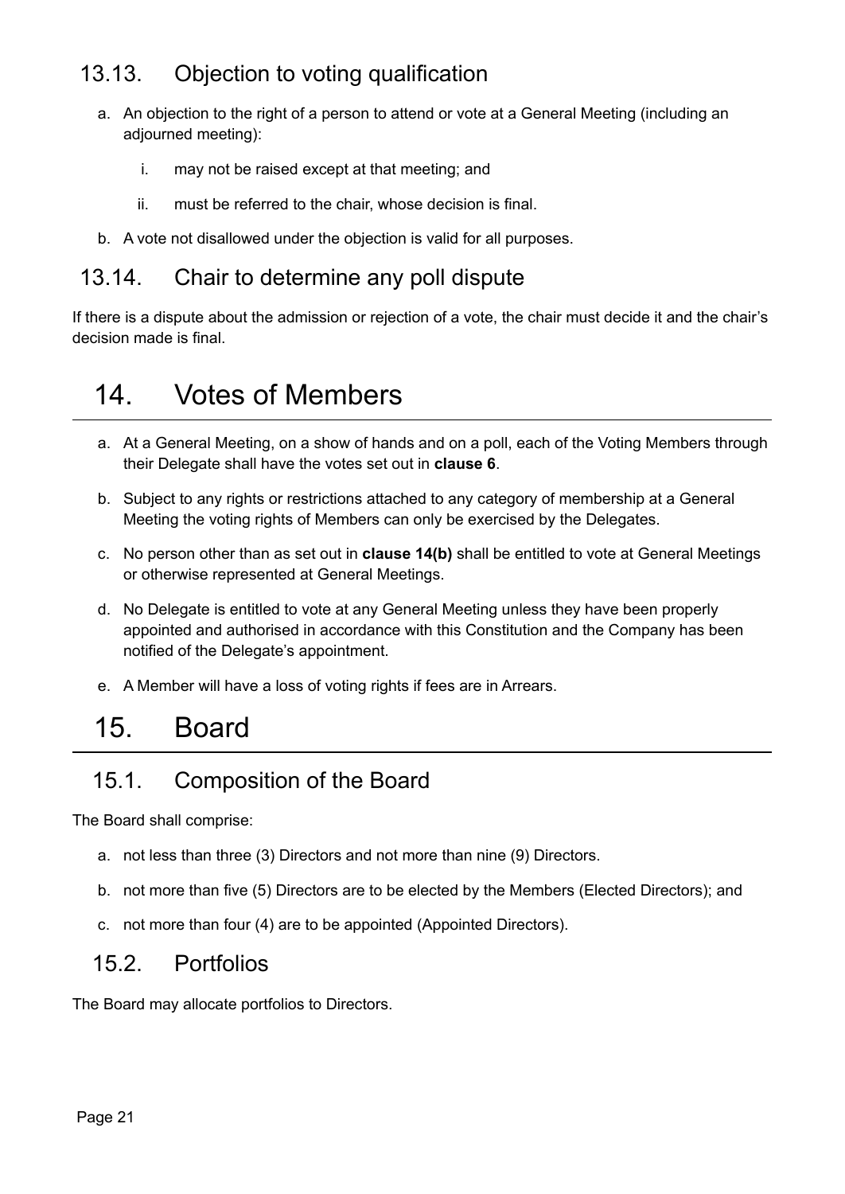### 13.13. Objection to voting qualification

a. An objection to the right of a person to attend or vote at a General Meeting (including an adjourned meeting):

   i. may not be raised except at that meeting; and

   ii. must be referred to the chair, whose decision is final.

b. A vote not disallowed under the objection is valid for all purposes.

### 13.14. Chair to determine any poll dispute

If there is a dispute about the admission or rejection of a vote, the chair must decide it and the chair's decision made is final.

## 14. Votes of Members

a. At a General Meeting, on a show of hands and on a poll, each of the Voting Members through their Delegate shall have the votes set out in **clause 6**.

b. Subject to any rights or restrictions attached to any category of membership at a General Meeting the voting rights of Members can only be exercised by the Delegates.

c. No person other than as set out in **clause 14(b)** shall be entitled to vote at General Meetings or otherwise represented at General Meetings.

d. No Delegate is entitled to vote at any General Meeting unless they have been properly appointed and authorised in accordance with this Constitution and the Company has been notified of the Delegate's appointment.

e. A Member will have a loss of voting rights if fees are in Arrears.

## 15. Board

### 15.1. Composition of the Board

The Board shall comprise:

a. not less than three (3) Directors and not more than nine (9) Directors.

b. not more than five (5) Directors are to be elected by the Members (Elected Directors); and

c. not more than four (4) are to be appointed (Appointed Directors).

### 15.2. Portfolios

The Board may allocate portfolios to Directors.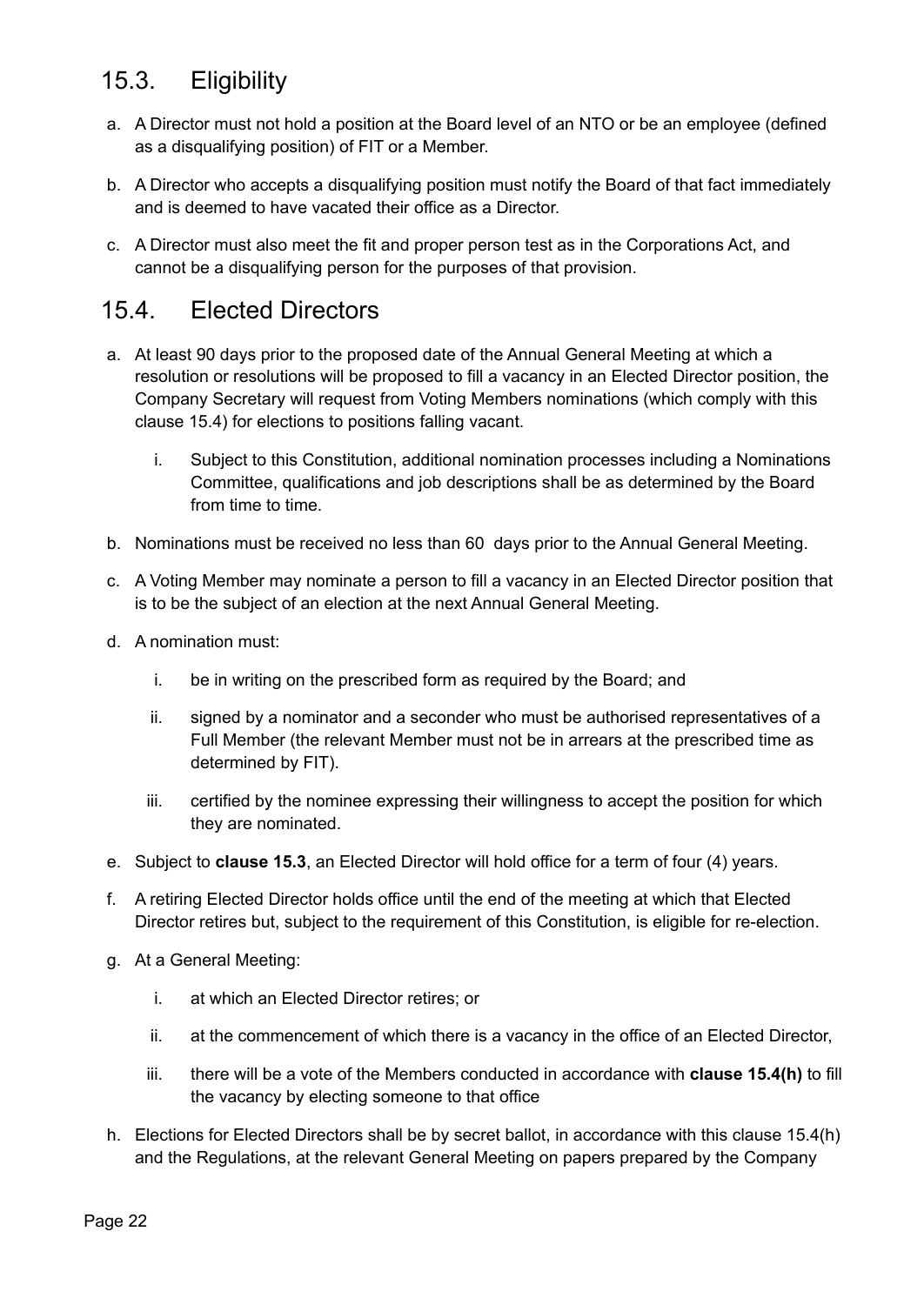## 15.3. Eligibility

a. A Director must not hold a position at the Board level of an NTO or be an employee (defined as a disqualifying position) of FIT or a Member.

b. A Director who accepts a disqualifying position must notify the Board of that fact immediately and is deemed to have vacated their office as a Director.

c. A Director must also meet the fit and proper person test as in the Corporations Act, and cannot be a disqualifying person for the purposes of that provision.

## 15.4. Elected Directors

a. At least 90 days prior to the proposed date of the Annual General Meeting at which a resolution or resolutions will be proposed to fill a vacancy in an Elected Director position, the Company Secretary will request from Voting Members nominations (which comply with this clause 15.4) for elections to positions falling vacant.

   i. Subject to this Constitution, additional nomination processes including a Nominations Committee, qualifications and job descriptions shall be as determined by the Board from time to time.

b. Nominations must be received no less than 60 days prior to the Annual General Meeting.

c. A Voting Member may nominate a person to fill a vacancy in an Elected Director position that is to be the subject of an election at the next Annual General Meeting.

d. A nomination must:

   i. be in writing on the prescribed form as required by the Board; and

   ii. signed by a nominator and a seconder who must be authorised representatives of a Full Member (the relevant Member must not be in arrears at the prescribed time as determined by FIT).

   iii. certified by the nominee expressing their willingness to accept the position for which they are nominated.

e. Subject to **clause 15.3**, an Elected Director will hold office for a term of four (4) years.

f. A retiring Elected Director holds office until the end of the meeting at which that Elected Director retires but, subject to the requirement of this Constitution, is eligible for re-election.

g. At a General Meeting:

   i. at which an Elected Director retires; or

   ii. at the commencement of which there is a vacancy in the office of an Elected Director,

   iii. there will be a vote of the Members conducted in accordance with **clause 15.4(h)** to fill the vacancy by electing someone to that office

h. Elections for Elected Directors shall be by secret ballot, in accordance with this clause 15.4(h) and the Regulations, at the relevant General Meeting on papers prepared by the Company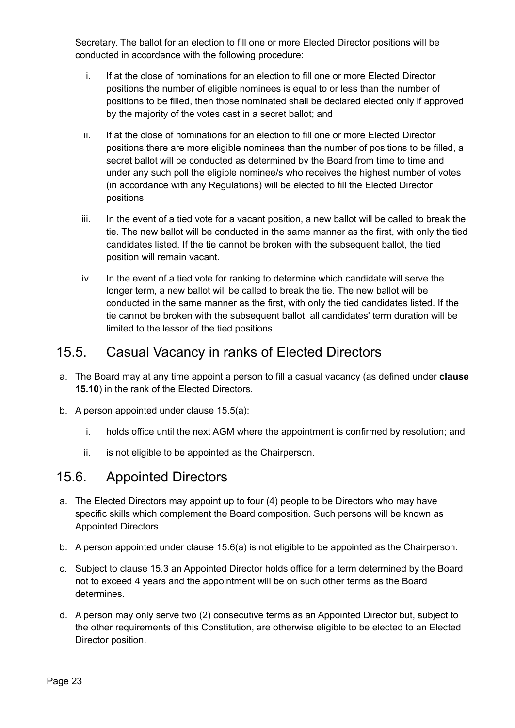Secretary. The ballot for an election to fill one or more Elected Director positions will be conducted in accordance with the following procedure:

i. If at the close of nominations for an election to fill one or more Elected Director positions the number of eligible nominees is equal to or less than the number of positions to be filled, then those nominated shall be declared elected only if approved by the majority of the votes cast in a secret ballot; and

ii. If at the close of nominations for an election to fill one or more Elected Director positions there are more eligible nominees than the number of positions to be filled, a secret ballot will be conducted as determined by the Board from time to time and under any such poll the eligible nominee/s who receives the highest number of votes (in accordance with any Regulations) will be elected to fill the Elected Director positions.

iii. In the event of a tied vote for a vacant position, a new ballot will be called to break the tie. The new ballot will be conducted in the same manner as the first, with only the tied candidates listed. If the tie cannot be broken with the subsequent ballot, the tied position will remain vacant.

iv. In the event of a tied vote for ranking to determine which candidate will serve the longer term, a new ballot will be called to break the tie. The new ballot will be conducted in the same manner as the first, with only the tied candidates listed. If the tie cannot be broken with the subsequent ballot, all candidates' term duration will be limited to the lessor of the tied positions.

## 15.5. Casual Vacancy in ranks of Elected Directors

a. The Board may at any time appoint a person to fill a casual vacancy (as defined under **clause 15.10**) in the rank of the Elected Directors.

b. A person appointed under clause 15.5(a):

   i. holds office until the next AGM where the appointment is confirmed by resolution; and

   ii. is not eligible to be appointed as the Chairperson.

## 15.6. Appointed Directors

a. The Elected Directors may appoint up to four (4) people to be Directors who may have specific skills which complement the Board composition. Such persons will be known as Appointed Directors.

b. A person appointed under clause 15.6(a) is not eligible to be appointed as the Chairperson.

c. Subject to clause 15.3 an Appointed Director holds office for a term determined by the Board not to exceed 4 years and the appointment will be on such other terms as the Board determines.

d. A person may only serve two (2) consecutive terms as an Appointed Director but, subject to the other requirements of this Constitution, are otherwise eligible to be elected to an Elected Director position.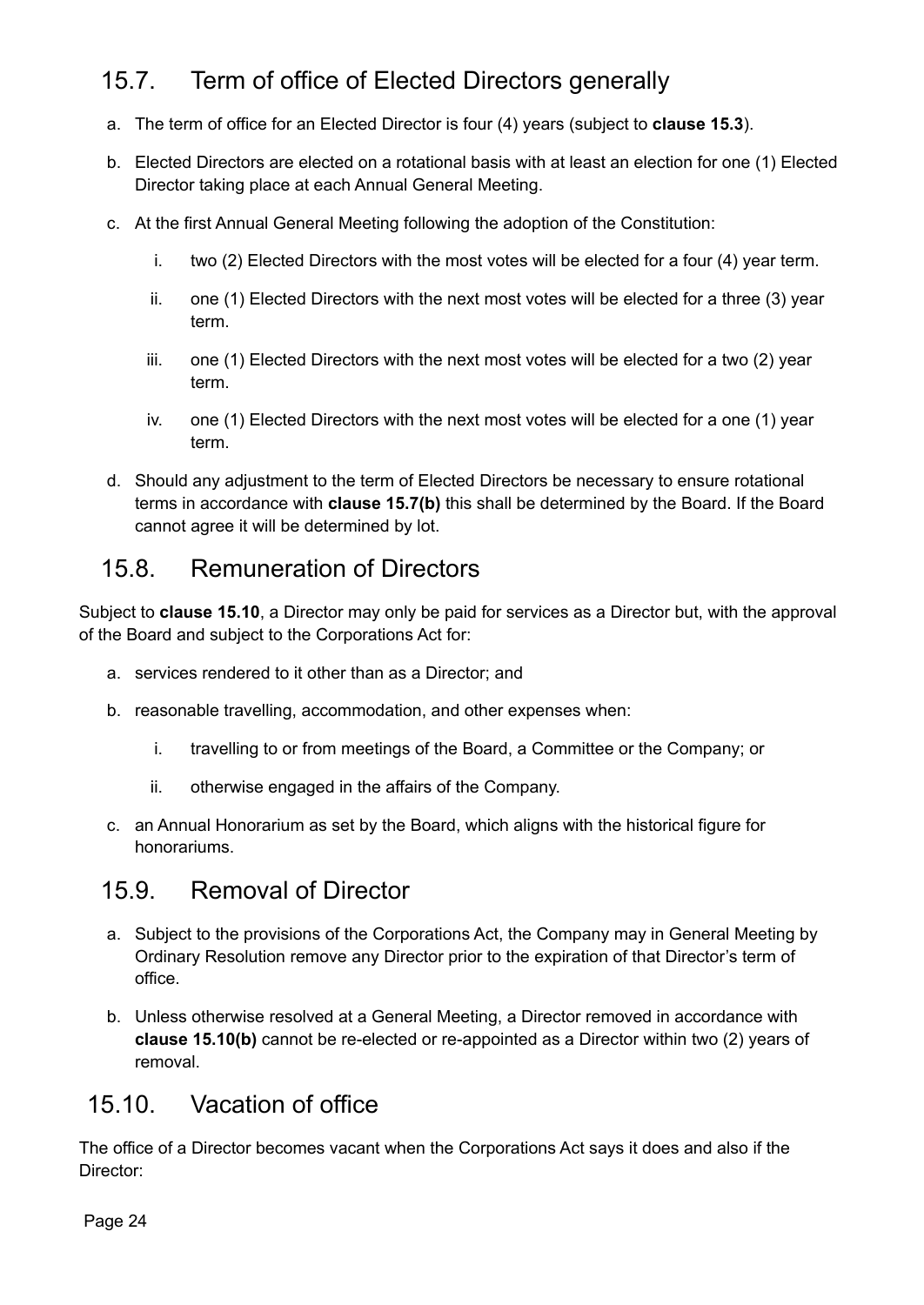## 15.7. Term of office of Elected Directors generally

a. The term of office for an Elected Director is four (4) years (subject to **clause 15.3**).

b. Elected Directors are elected on a rotational basis with at least an election for one (1) Elected Director taking place at each Annual General Meeting.

c. At the first Annual General Meeting following the adoption of the Constitution:

   i. two (2) Elected Directors with the most votes will be elected for a four (4) year term.

   ii. one (1) Elected Directors with the next most votes will be elected for a three (3) year term.

   iii. one (1) Elected Directors with the next most votes will be elected for a two (2) year term.

   iv. one (1) Elected Directors with the next most votes will be elected for a one (1) year term.

d. Should any adjustment to the term of Elected Directors be necessary to ensure rotational terms in accordance with **clause 15.7(b)** this shall be determined by the Board. If the Board cannot agree it will be determined by lot.

## 15.8. Remuneration of Directors

Subject to **clause 15.10**, a Director may only be paid for services as a Director but, with the approval of the Board and subject to the Corporations Act for:

a. services rendered to it other than as a Director; and

b. reasonable travelling, accommodation, and other expenses when:

   i. travelling to or from meetings of the Board, a Committee or the Company; or

   ii. otherwise engaged in the affairs of the Company.

c. an Annual Honorarium as set by the Board, which aligns with the historical figure for honorariums.

## 15.9. Removal of Director

a. Subject to the provisions of the Corporations Act, the Company may in General Meeting by Ordinary Resolution remove any Director prior to the expiration of that Director's term of office.

b. Unless otherwise resolved at a General Meeting, a Director removed in accordance with **clause 15.10(b)** cannot be re-elected or re-appointed as a Director within two (2) years of removal.

## 15.10. Vacation of office

The office of a Director becomes vacant when the Corporations Act says it does and also if the Director: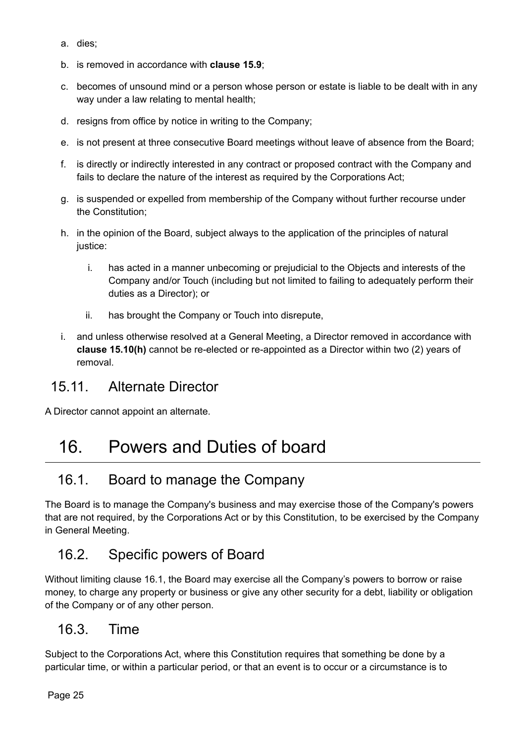a. dies;

b. is removed in accordance with **clause 15.9**;

c. becomes of unsound mind or a person whose person or estate is liable to be dealt with in any way under a law relating to mental health;

d. resigns from office by notice in writing to the Company;

e. is not present at three consecutive Board meetings without leave of absence from the Board;

f. is directly or indirectly interested in any contract or proposed contract with the Company and fails to declare the nature of the interest as required by the Corporations Act;

g. is suspended or expelled from membership of the Company without further recourse under the Constitution;

h. in the opinion of the Board, subject always to the application of the principles of natural justice:

   i. has acted in a manner unbecoming or prejudicial to the Objects and interests of the Company and/or Touch (including but not limited to failing to adequately perform their duties as a Director); or

   ii. has brought the Company or Touch into disrepute,

i. and unless otherwise resolved at a General Meeting, a Director removed in accordance with **clause 15.10(h)** cannot be re-elected or re-appointed as a Director within two (2) years of removal.

## 15.11. Alternate Director

A Director cannot appoint an alternate.

# 16. Powers and Duties of board

## 16.1. Board to manage the Company

The Board is to manage the Company's business and may exercise those of the Company's powers that are not required, by the Corporations Act or by this Constitution, to be exercised by the Company in General Meeting.

## 16.2. Specific powers of Board

Without limiting clause 16.1, the Board may exercise all the Company's powers to borrow or raise money, to charge any property or business or give any other security for a debt, liability or obligation of the Company or of any other person.

## 16.3. Time

Subject to the Corporations Act, where this Constitution requires that something be done by a particular time, or within a particular period, or that an event is to occur or a circumstance is to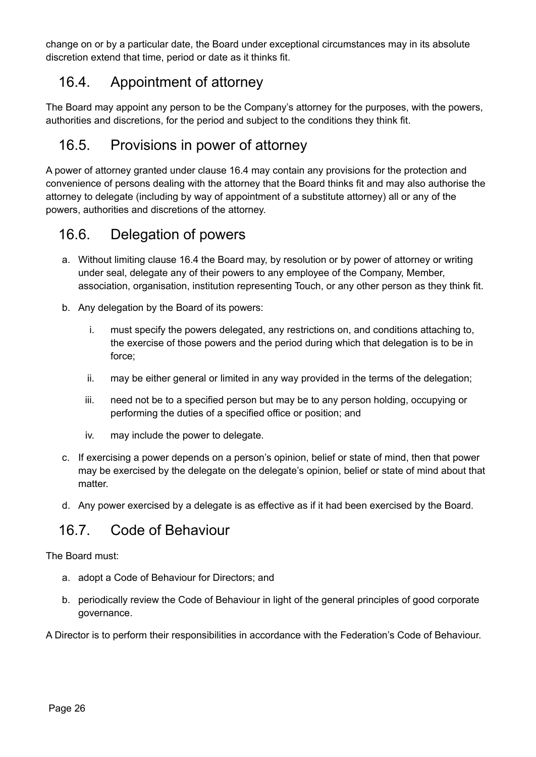change on or by a particular date, the Board under exceptional circumstances may in its absolute discretion extend that time, period or date as it thinks fit.

## 16.4. Appointment of attorney

The Board may appoint any person to be the Company's attorney for the purposes, with the powers, authorities and discretions, for the period and subject to the conditions they think fit.

## 16.5. Provisions in power of attorney

A power of attorney granted under clause 16.4 may contain any provisions for the protection and convenience of persons dealing with the attorney that the Board thinks fit and may also authorise the attorney to delegate (including by way of appointment of a substitute attorney) all or any of the powers, authorities and discretions of the attorney.

## 16.6. Delegation of powers

a. Without limiting clause 16.4 the Board may, by resolution or by power of attorney or writing under seal, delegate any of their powers to any employee of the Company, Member, association, organisation, institution representing Touch, or any other person as they think fit.

b. Any delegation by the Board of its powers:

   i. must specify the powers delegated, any restrictions on, and conditions attaching to, the exercise of those powers and the period during which that delegation is to be in force;

   ii. may be either general or limited in any way provided in the terms of the delegation;

   iii. need not be to a specified person but may be to any person holding, occupying or performing the duties of a specified office or position; and

   iv. may include the power to delegate.

c. If exercising a power depends on a person's opinion, belief or state of mind, then that power may be exercised by the delegate on the delegate's opinion, belief or state of mind about that matter.

d. Any power exercised by a delegate is as effective as if it had been exercised by the Board.

## 16.7. Code of Behaviour

The Board must:

a. adopt a Code of Behaviour for Directors; and

b. periodically review the Code of Behaviour in light of the general principles of good corporate governance.

A Director is to perform their responsibilities in accordance with the Federation's Code of Behaviour.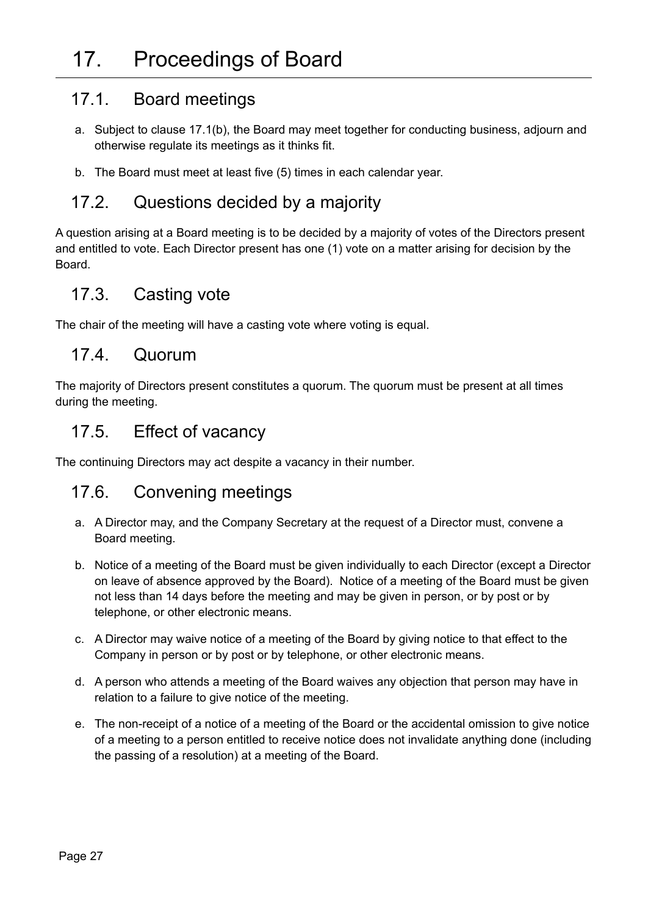# 17. Proceedings of Board

## 17.1. Board meetings

a. Subject to clause 17.1(b), the Board may meet together for conducting business, adjourn and otherwise regulate its meetings as it thinks fit.

b. The Board must meet at least five (5) times in each calendar year.

## 17.2. Questions decided by a majority

A question arising at a Board meeting is to be decided by a majority of votes of the Directors present and entitled to vote. Each Director present has one (1) vote on a matter arising for decision by the Board.

## 17.3. Casting vote

The chair of the meeting will have a casting vote where voting is equal.

## 17.4. Quorum

The majority of Directors present constitutes a quorum. The quorum must be present at all times during the meeting.

## 17.5. Effect of vacancy

The continuing Directors may act despite a vacancy in their number.

## 17.6. Convening meetings

a. A Director may, and the Company Secretary at the request of a Director must, convene a Board meeting.

b. Notice of a meeting of the Board must be given individually to each Director (except a Director on leave of absence approved by the Board). Notice of a meeting of the Board must be given not less than 14 days before the meeting and may be given in person, or by post or by telephone, or other electronic means.

c. A Director may waive notice of a meeting of the Board by giving notice to that effect to the Company in person or by post or by telephone, or other electronic means.

d. A person who attends a meeting of the Board waives any objection that person may have in relation to a failure to give notice of the meeting.

e. The non-receipt of a notice of a meeting of the Board or the accidental omission to give notice of a meeting to a person entitled to receive notice does not invalidate anything done (including the passing of a resolution) at a meeting of the Board.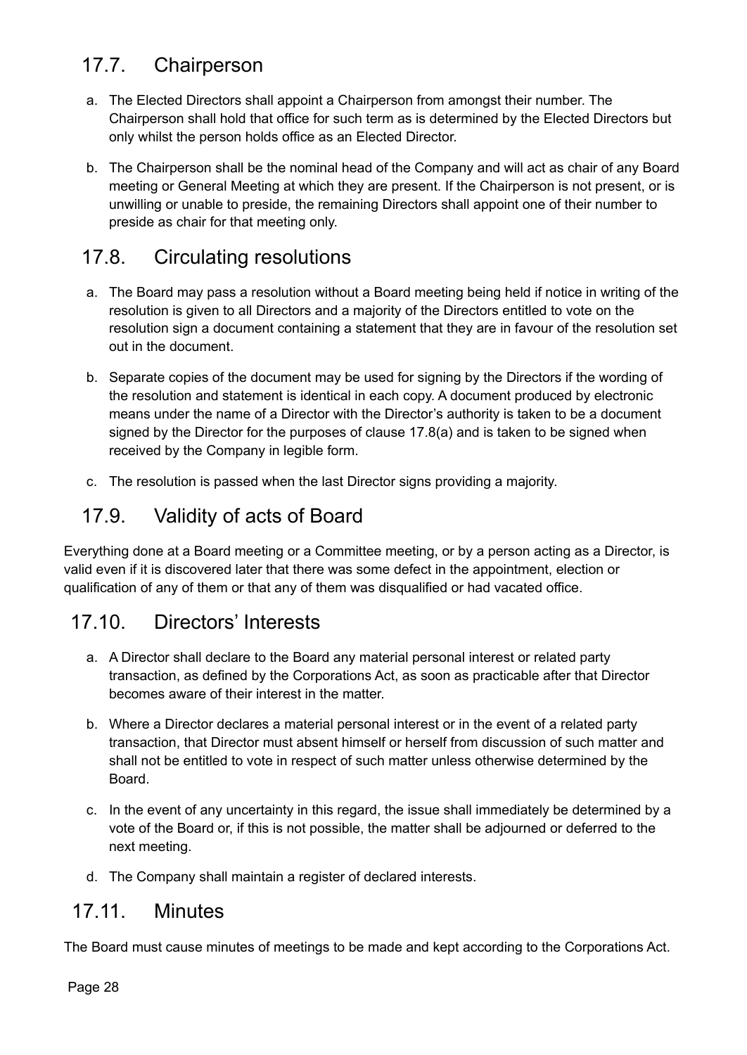## 17.7. Chairperson

a. The Elected Directors shall appoint a Chairperson from amongst their number. The Chairperson shall hold that office for such term as is determined by the Elected Directors but only whilst the person holds office as an Elected Director.

b. The Chairperson shall be the nominal head of the Company and will act as chair of any Board meeting or General Meeting at which they are present. If the Chairperson is not present, or is unwilling or unable to preside, the remaining Directors shall appoint one of their number to preside as chair for that meeting only.

## 17.8. Circulating resolutions

a. The Board may pass a resolution without a Board meeting being held if notice in writing of the resolution is given to all Directors and a majority of the Directors entitled to vote on the resolution sign a document containing a statement that they are in favour of the resolution set out in the document.

b. Separate copies of the document may be used for signing by the Directors if the wording of the resolution and statement is identical in each copy. A document produced by electronic means under the name of a Director with the Director's authority is taken to be a document signed by the Director for the purposes of clause 17.8(a) and is taken to be signed when received by the Company in legible form.

c. The resolution is passed when the last Director signs providing a majority.

## 17.9. Validity of acts of Board

Everything done at a Board meeting or a Committee meeting, or by a person acting as a Director, is valid even if it is discovered later that there was some defect in the appointment, election or qualification of any of them or that any of them was disqualified or had vacated office.

## 17.10. Directors' Interests

a. A Director shall declare to the Board any material personal interest or related party transaction, as defined by the Corporations Act, as soon as practicable after that Director becomes aware of their interest in the matter.

b. Where a Director declares a material personal interest or in the event of a related party transaction, that Director must absent himself or herself from discussion of such matter and shall not be entitled to vote in respect of such matter unless otherwise determined by the Board.

c. In the event of any uncertainty in this regard, the issue shall immediately be determined by a vote of the Board or, if this is not possible, the matter shall be adjourned or deferred to the next meeting.

d. The Company shall maintain a register of declared interests.

## 17.11. Minutes

The Board must cause minutes of meetings to be made and kept according to the Corporations Act.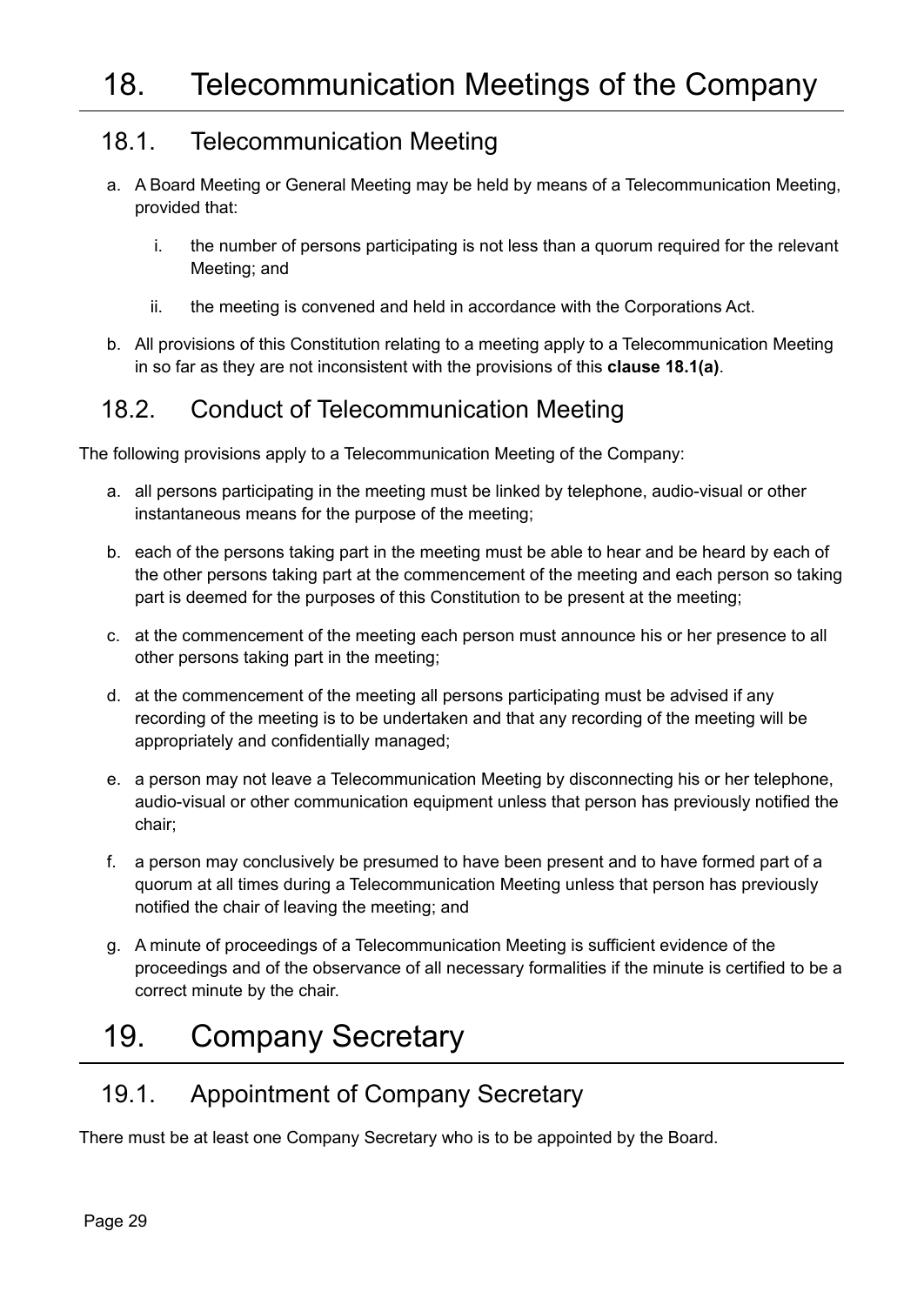# 18. Telecommunication Meetings of the Company

## 18.1. Telecommunication Meeting

a. A Board Meeting or General Meeting may be held by means of a Telecommunication Meeting, provided that:

   i. the number of persons participating is not less than a quorum required for the relevant Meeting; and

   ii. the meeting is convened and held in accordance with the Corporations Act.

b. All provisions of this Constitution relating to a meeting apply to a Telecommunication Meeting in so far as they are not inconsistent with the provisions of this **clause 18.1(a)**.

## 18.2. Conduct of Telecommunication Meeting

The following provisions apply to a Telecommunication Meeting of the Company:

a. all persons participating in the meeting must be linked by telephone, audio-visual or other instantaneous means for the purpose of the meeting;

b. each of the persons taking part in the meeting must be able to hear and be heard by each of the other persons taking part at the commencement of the meeting and each person so taking part is deemed for the purposes of this Constitution to be present at the meeting;

c. at the commencement of the meeting each person must announce his or her presence to all other persons taking part in the meeting;

d. at the commencement of the meeting all persons participating must be advised if any recording of the meeting is to be undertaken and that any recording of the meeting will be appropriately and confidentially managed;

e. a person may not leave a Telecommunication Meeting by disconnecting his or her telephone, audio-visual or other communication equipment unless that person has previously notified the chair;

f. a person may conclusively be presumed to have been present and to have formed part of a quorum at all times during a Telecommunication Meeting unless that person has previously notified the chair of leaving the meeting; and

g. A minute of proceedings of a Telecommunication Meeting is sufficient evidence of the proceedings and of the observance of all necessary formalities if the minute is certified to be a correct minute by the chair.

# 19. Company Secretary

## 19.1. Appointment of Company Secretary

There must be at least one Company Secretary who is to be appointed by the Board.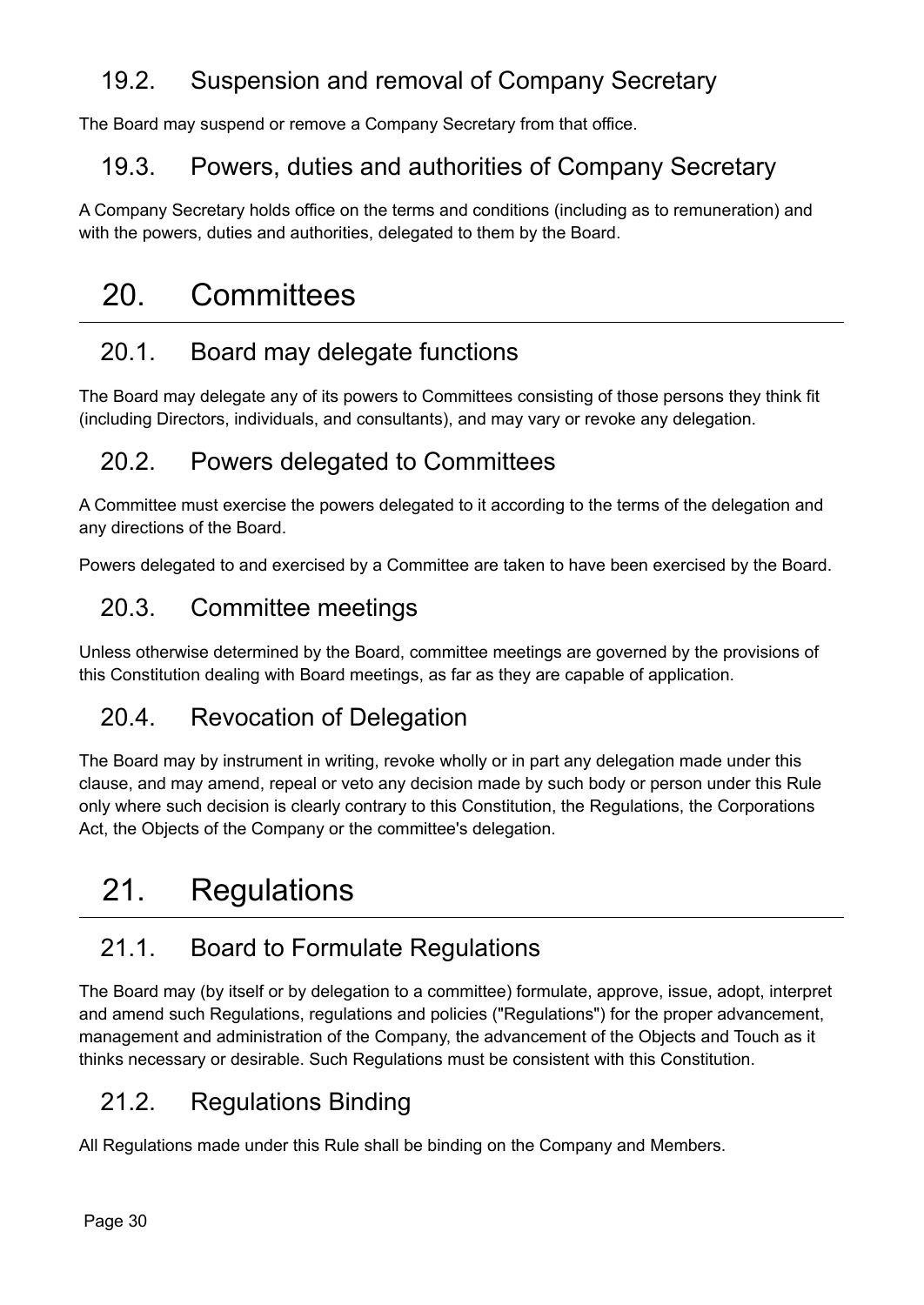## 19.2. Suspension and removal of Company Secretary

The Board may suspend or remove a Company Secretary from that office.

## 19.3. Powers, duties and authorities of Company Secretary

A Company Secretary holds office on the terms and conditions (including as to remuneration) and with the powers, duties and authorities, delegated to them by the Board.

# 20. Committees

## 20.1. Board may delegate functions

The Board may delegate any of its powers to Committees consisting of those persons they think fit (including Directors, individuals, and consultants), and may vary or revoke any delegation.

## 20.2. Powers delegated to Committees

A Committee must exercise the powers delegated to it according to the terms of the delegation and any directions of the Board.

Powers delegated to and exercised by a Committee are taken to have been exercised by the Board.

## 20.3. Committee meetings

Unless otherwise determined by the Board, committee meetings are governed by the provisions of this Constitution dealing with Board meetings, as far as they are capable of application.

## 20.4. Revocation of Delegation

The Board may by instrument in writing, revoke wholly or in part any delegation made under this clause, and may amend, repeal or veto any decision made by such body or person under this Rule only where such decision is clearly contrary to this Constitution, the Regulations, the Corporations Act, the Objects of the Company or the committee's delegation.

# 21. Regulations

## 21.1. Board to Formulate Regulations

The Board may (by itself or by delegation to a committee) formulate, approve, issue, adopt, interpret and amend such Regulations, regulations and policies ("Regulations") for the proper advancement, management and administration of the Company, the advancement of the Objects and Touch as it thinks necessary or desirable. Such Regulations must be consistent with this Constitution.

## 21.2. Regulations Binding

All Regulations made under this Rule shall be binding on the Company and Members.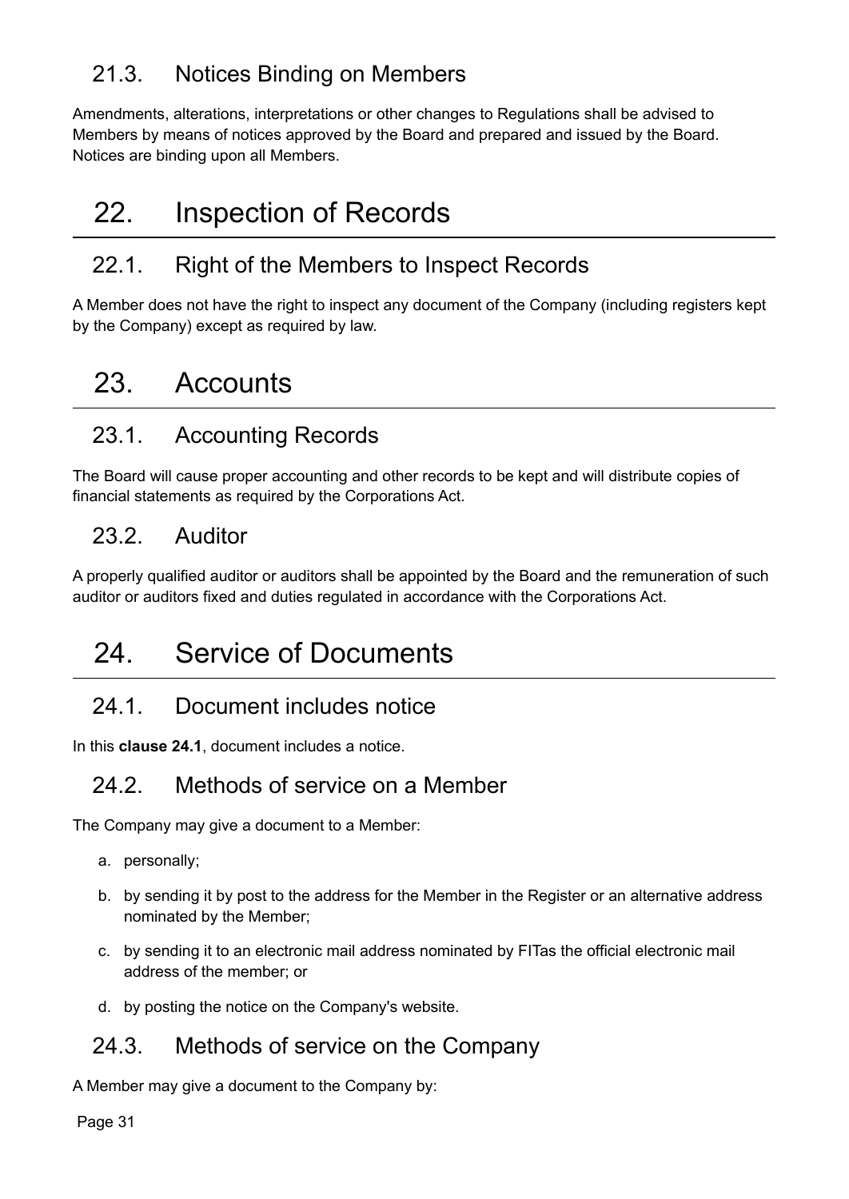## 21.3. Notices Binding on Members

Amendments, alterations, interpretations or other changes to Regulations shall be advised to Members by means of notices approved by the Board and prepared and issued by the Board. Notices are binding upon all Members.

# 22. Inspection of Records

## 22.1. Right of the Members to Inspect Records

A Member does not have the right to inspect any document of the Company (including registers kept by the Company) except as required by law.

# 23. Accounts

## 23.1. Accounting Records

The Board will cause proper accounting and other records to be kept and will distribute copies of financial statements as required by the Corporations Act.

## 23.2. Auditor

A properly qualified auditor or auditors shall be appointed by the Board and the remuneration of such auditor or auditors fixed and duties regulated in accordance with the Corporations Act.

# 24. Service of Documents

## 24.1. Document includes notice

In this **clause 24.1**, document includes a notice.

## 24.2. Methods of service on a Member

The Company may give a document to a Member:

a. personally;

b. by sending it by post to the address for the Member in the Register or an alternative address nominated by the Member;

c. by sending it to an electronic mail address nominated by FITas the official electronic mail address of the member; or

d. by posting the notice on the Company's website.

## 24.3. Methods of service on the Company

A Member may give a document to the Company by: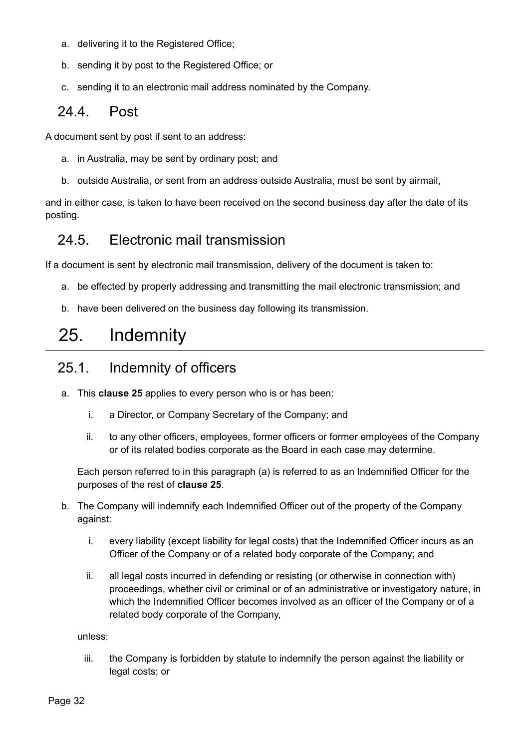a. delivering it to the Registered Office;

b. sending it by post to the Registered Office; or

c. sending it to an electronic mail address nominated by the Company.

## 24.4. Post

A document sent by post if sent to an address:

a. in Australia, may be sent by ordinary post; and

b. outside Australia, or sent from an address outside Australia, must be sent by airmail,

and in either case, is taken to have been received on the second business day after the date of its posting.

## 24.5. Electronic mail transmission

If a document is sent by electronic mail transmission, delivery of the document is taken to:

a. be effected by properly addressing and transmitting the mail electronic transmission; and

b. have been delivered on the business day following its transmission.

# 25. Indemnity

## 25.1. Indemnity of officers

a. This **clause 25** applies to every person who is or has been:

   i. a Director, or Company Secretary of the Company; and

   ii. to any other officers, employees, former officers or former employees of the Company or of its related bodies corporate as the Board in each case may determine.

   Each person referred to in this paragraph (a) is referred to as an Indemnified Officer for the purposes of the rest of **clause 25**.

b. The Company will indemnify each Indemnified Officer out of the property of the Company against:

   i. every liability (except liability for legal costs) that the Indemnified Officer incurs as an Officer of the Company or of a related body corporate of the Company; and

   ii. all legal costs incurred in defending or resisting (or otherwise in connection with) proceedings, whether civil or criminal or of an administrative or investigatory nature, in which the Indemnified Officer becomes involved as an officer of the Company or of a related body corporate of the Company,

   unless:

   iii. the Company is forbidden by statute to indemnify the person against the liability or legal costs; or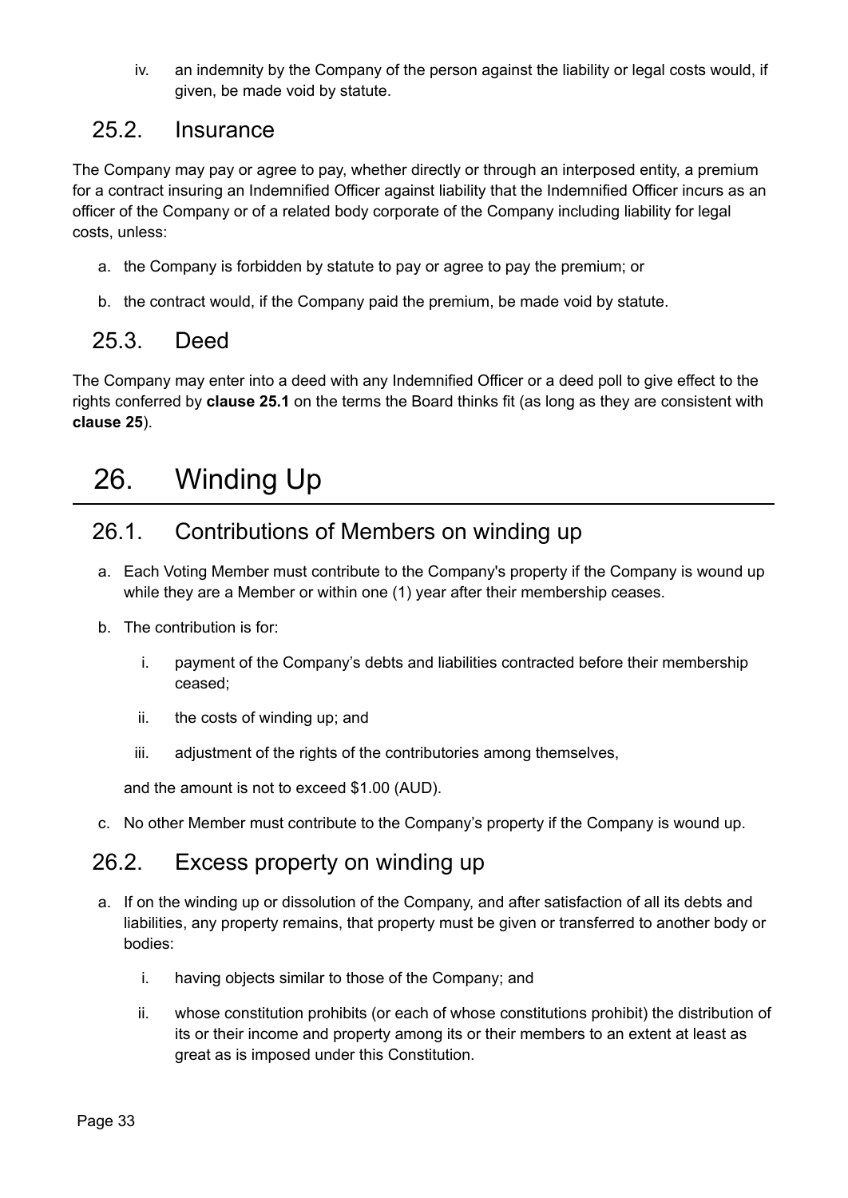iv. an indemnity by the Company of the person against the liability or legal costs would, if given, be made void by statute.

### 25.2. Insurance

The Company may pay or agree to pay, whether directly or through an interposed entity, a premium for a contract insuring an Indemnified Officer against liability that the Indemnified Officer incurs as an officer of the Company or of a related body corporate of the Company including liability for legal costs, unless:

a. the Company is forbidden by statute to pay or agree to pay the premium; or

b. the contract would, if the Company paid the premium, be made void by statute.

### 25.3. Deed

The Company may enter into a deed with any Indemnified Officer or a deed poll to give effect to the rights conferred by **clause 25.1** on the terms the Board thinks fit (as long as they are consistent with **clause 25**).

## 26. Winding Up

### 26.1. Contributions of Members on winding up

a. Each Voting Member must contribute to the Company's property if the Company is wound up while they are a Member or within one (1) year after their membership ceases.

b. The contribution is for:

   i. payment of the Company's debts and liabilities contracted before their membership ceased;

   ii. the costs of winding up; and

   iii. adjustment of the rights of the contributories among themselves,

   and the amount is not to exceed $1.00 (AUD).

c. No other Member must contribute to the Company's property if the Company is wound up.

### 26.2. Excess property on winding up

a. If on the winding up or dissolution of the Company, and after satisfaction of all its debts and liabilities, any property remains, that property must be given or transferred to another body or bodies:

   i. having objects similar to those of the Company; and

   ii. whose constitution prohibits (or each of whose constitutions prohibit) the distribution of its or their income and property among its or their members to an extent at least as great as is imposed under this Constitution.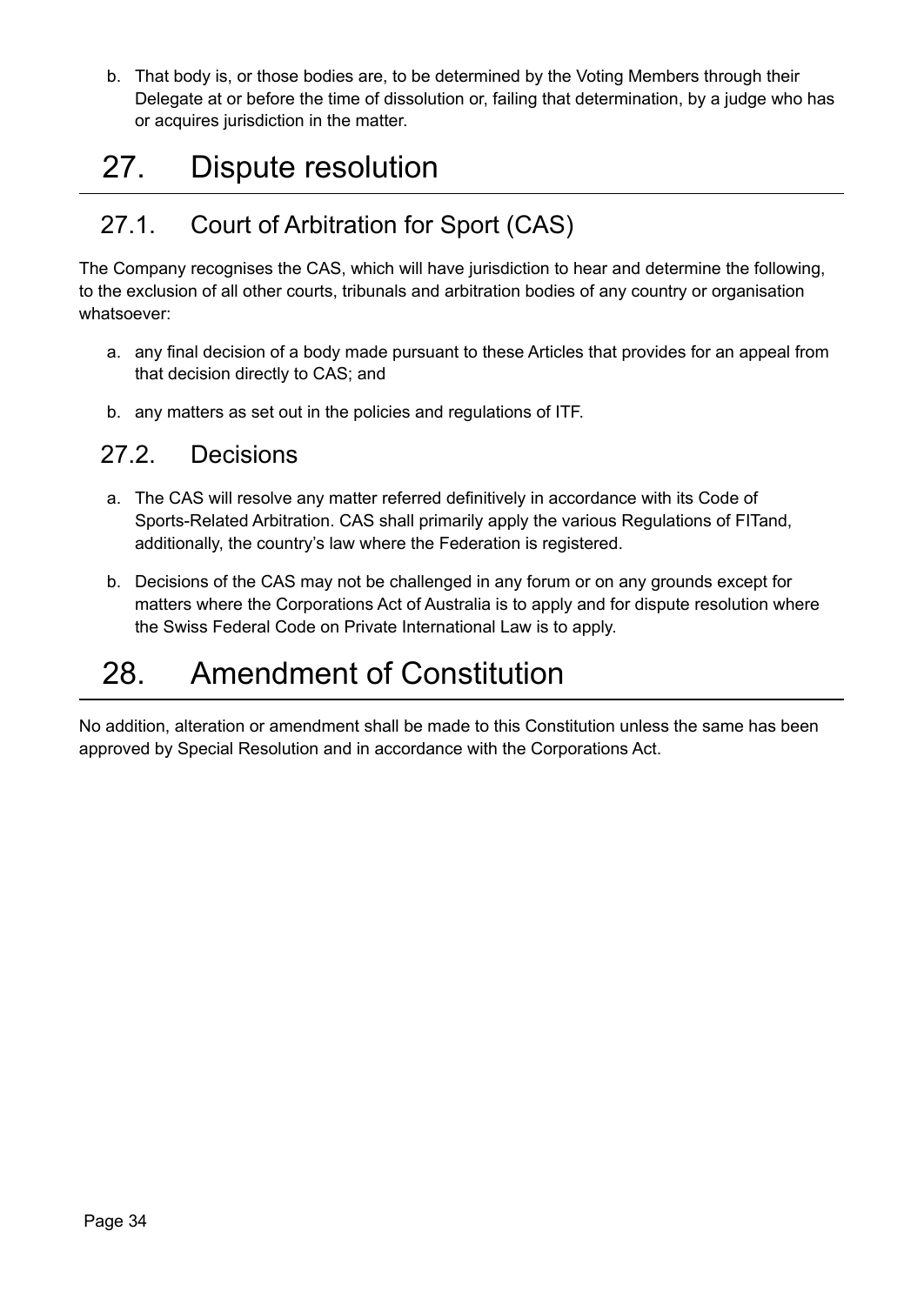b. That body is, or those bodies are, to be determined by the Voting Members through their Delegate at or before the time of dissolution or, failing that determination, by a judge who has or acquires jurisdiction in the matter.

# 27. Dispute resolution

## 27.1. Court of Arbitration for Sport (CAS)

The Company recognises the CAS, which will have jurisdiction to hear and determine the following, to the exclusion of all other courts, tribunals and arbitration bodies of any country or organisation whatsoever:

a. any final decision of a body made pursuant to these Articles that provides for an appeal from that decision directly to CAS; and

b. any matters as set out in the policies and regulations of ITF.

## 27.2. Decisions

a. The CAS will resolve any matter referred definitively in accordance with its Code of Sports-Related Arbitration. CAS shall primarily apply the various Regulations of FITand, additionally, the country's law where the Federation is registered.

b. Decisions of the CAS may not be challenged in any forum or on any grounds except for matters where the Corporations Act of Australia is to apply and for dispute resolution where the Swiss Federal Code on Private International Law is to apply.

# 28. Amendment of Constitution

No addition, alteration or amendment shall be made to this Constitution unless the same has been approved by Special Resolution and in accordance with the Corporations Act.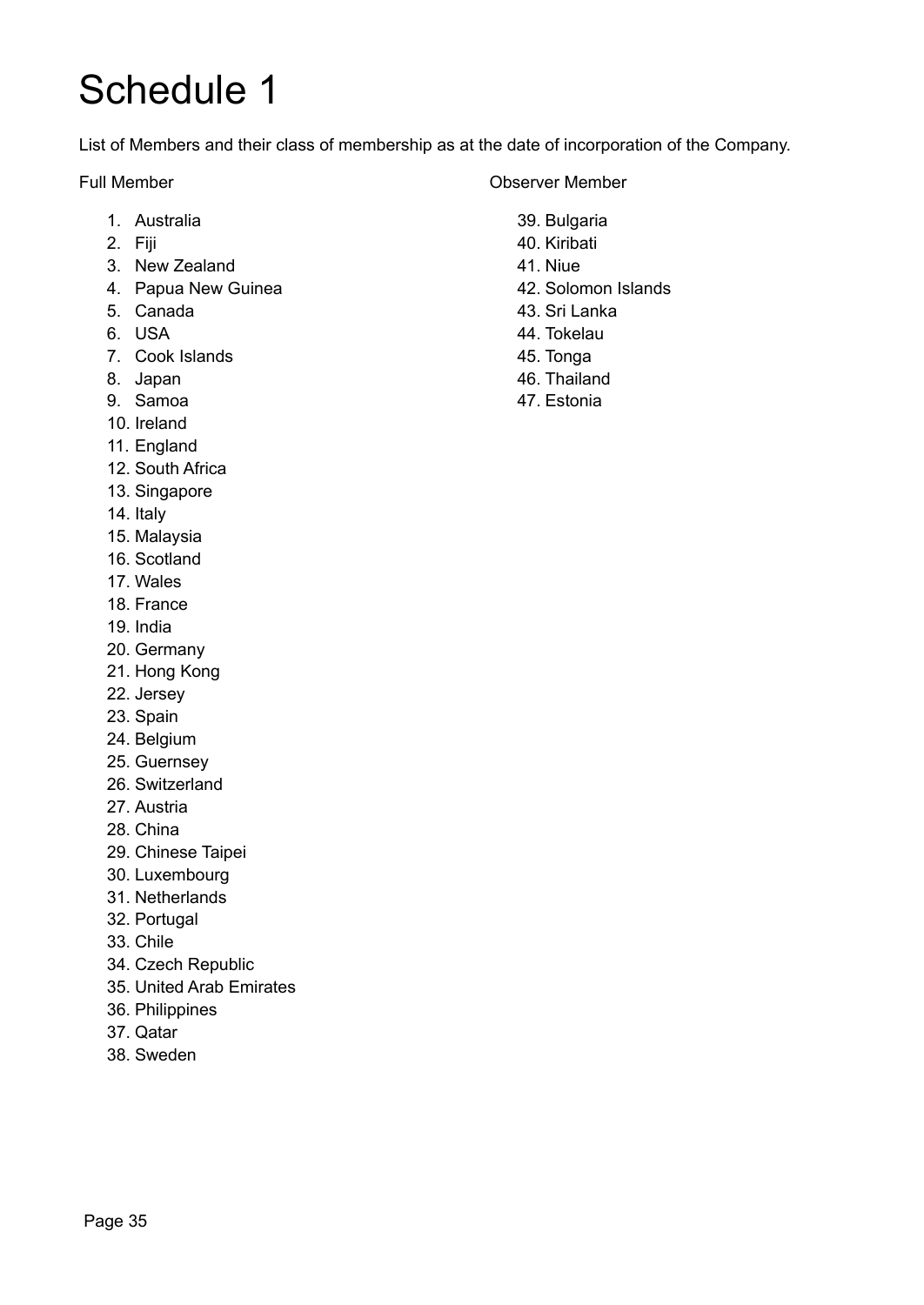# Schedule 1

List of Members and their class of membership as at the date of incorporation of the Company.

Full Member

1. Australia
2. Fiji
3. New Zealand
4. Papua New Guinea
5. Canada
6. USA
7. Cook Islands
8. Japan
9. Samoa
10. Ireland
11. England
12. South Africa
13. Singapore
14. Italy
15. Malaysia
16. Scotland
17. Wales
18. France
19. India
20. Germany
21. Hong Kong
22. Jersey
23. Spain
24. Belgium
25. Guernsey
26. Switzerland
27. Austria
28. China
29. Chinese Taipei
30. Luxembourg
31. Netherlands
32. Portugal
33. Chile
34. Czech Republic
35. United Arab Emirates
36. Philippines
37. Qatar
38. Sweden

Observer Member

39. Bulgaria
40. Kiribati
41. Niue
42. Solomon Islands
43. Sri Lanka
44. Tokelau
45. Tonga
46. Thailand
47. Estonia